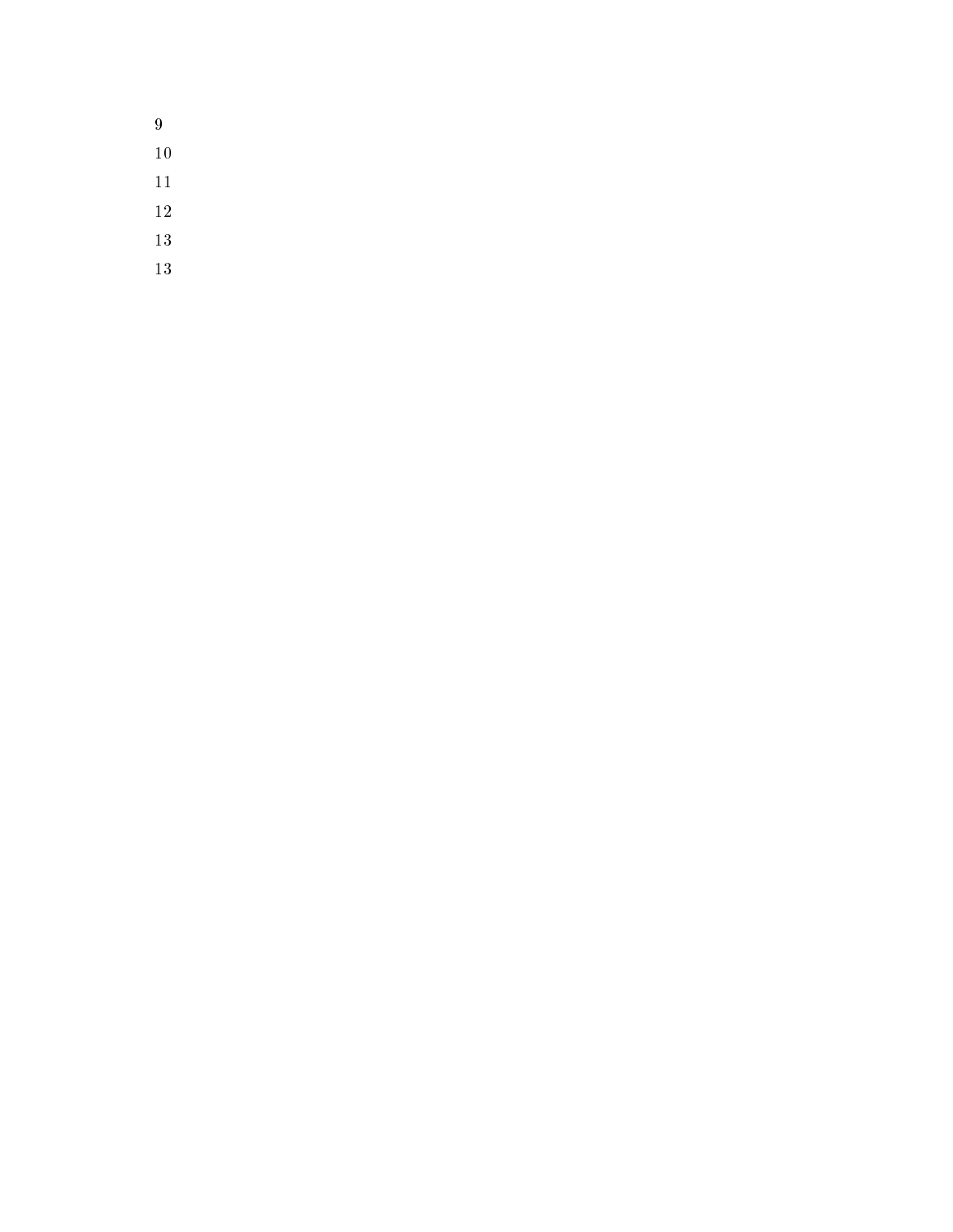9

10

11

12

13

13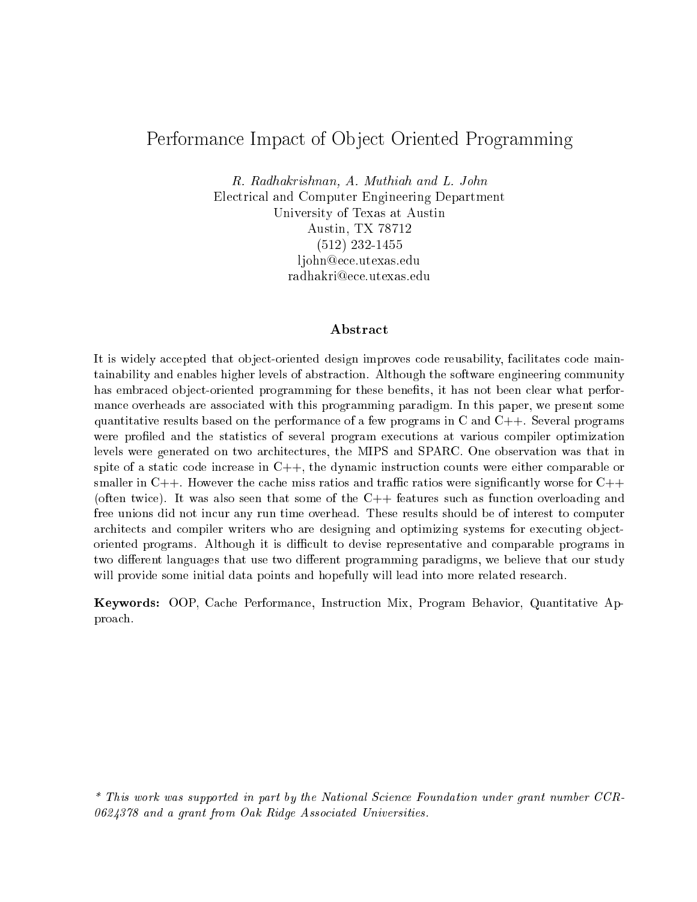# Performance Impact of Object Oriented Programming

*R. Radhakrishnan, A. Muthiah and L. John*
Electrical and Computer Engineering Department
University of Texas at Austin
Austin, TX 78712
(512) 232-1455
ljohn@ece.utexas.edu
radhakri@ece.utexas.edu

## Abstract

It is widely accepted that object-oriented design improves code reusability, facilitates code maintainability and enables higher levels of abstraction. Although the software engineering community has embraced object-oriented programming for these benefits, it has not been clear what performance overheads are associated with this programming paradigm. In this paper, we present some quantitative results based on the performance of a few programs in C and C++. Several programs were profiled and the statistics of several program executions at various compiler optimization levels were generated on two architectures, the MIPS and SPARC. One observation was that in spite of a static code increase in C++, the dynamic instruction counts were either comparable or smaller in C++. However the cache miss ratios and traffic ratios were significantly worse for C++ (often twice). It was also seen that some of the C++ features such as function overloading and free unions did not incur any run time overhead. These results should be of interest to computer architects and compiler writers who are designing and optimizing systems for executing object-oriented programs. Although it is difficult to devise representative and comparable programs in two different languages that use two different programming paradigms, we believe that our study will provide some initial data points and hopefully will lead into more related research.

**Keywords:** OOP, Cache Performance, Instruction Mix, Program Behavior, Quantitative Approach.

*\* This work was supported in part by the National Science Foundation under grant number CCR-0624378 and a grant from Oak Ridge Associated Universities.*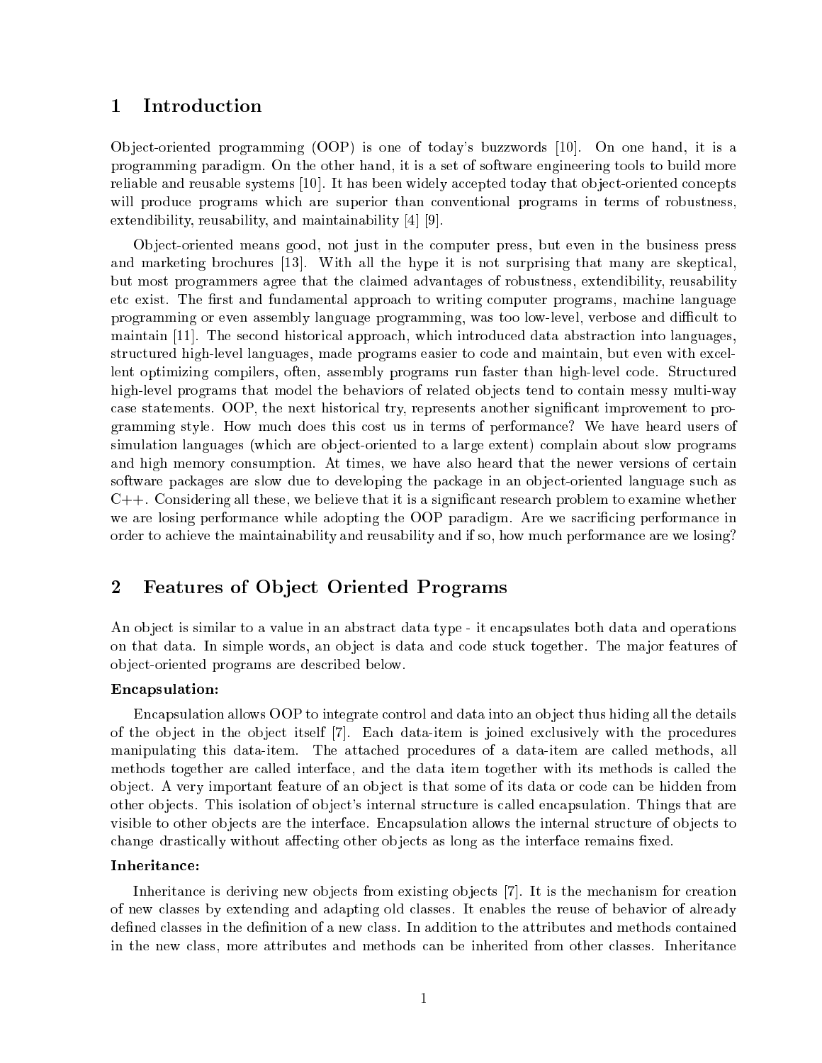# 1 Introduction

Object-oriented programming (OOP) is one of today's buzzwords [10]. On one hand, it is a programming paradigm. On the other hand, it is a set of software engineering tools to build more reliable and reusable systems [10]. It has been widely accepted today that object-oriented concepts will produce programs which are superior than conventional programs in terms of robustness, extendibility, reusability, and maintainability [4] [9].

Object-oriented means good, not just in the computer press, but even in the business press and marketing brochures [13]. With all the hype it is not surprising that many are skeptical, but most programmers agree that the claimed advantages of robustness, extendibility, reusability etc exist. The first and fundamental approach to writing computer programs, machine language programming or even assembly language programming, was too low-level, verbose and difficult to maintain [11]. The second historical approach, which introduced data abstraction into languages, structured high-level languages, made programs easier to code and maintain, but even with excellent optimizing compilers, often, assembly programs run faster than high-level code. Structured high-level programs that model the behaviors of related objects tend to contain messy multi-way case statements. OOP, the next historical try, represents another significant improvement to programming style. How much does this cost us in terms of performance? We have heard users of simulation languages (which are object-oriented to a large extent) complain about slow programs and high memory consumption. At times, we have also heard that the newer versions of certain software packages are slow due to developing the package in an object-oriented language such as C++. Considering all these, we believe that it is a significant research problem to examine whether we are losing performance while adopting the OOP paradigm. Are we sacrificing performance in order to achieve the maintainability and reusability and if so, how much performance are we losing?

# 2 Features of Object Oriented Programs

An object is similar to a value in an abstract data type - it encapsulates both data and operations on that data. In simple words, an object is data and code stuck together. The major features of object-oriented programs are described below.

**Encapsulation:**

Encapsulation allows OOP to integrate control and data into an object thus hiding all the details of the object in the object itself [7]. Each data-item is joined exclusively with the procedures manipulating this data-item. The attached procedures of a data-item are called methods, all methods together are called interface, and the data item together with its methods is called the object. A very important feature of an object is that some of its data or code can be hidden from other objects. This isolation of object's internal structure is called encapsulation. Things that are visible to other objects are the interface. Encapsulation allows the internal structure of objects to change drastically without affecting other objects as long as the interface remains fixed.

**Inheritance:**

Inheritance is deriving new objects from existing objects [7]. It is the mechanism for creation of new classes by extending and adapting old classes. It enables the reuse of behavior of already defined classes in the definition of a new class. In addition to the attributes and methods contained in the new class, more attributes and methods can be inherited from other classes. Inheritance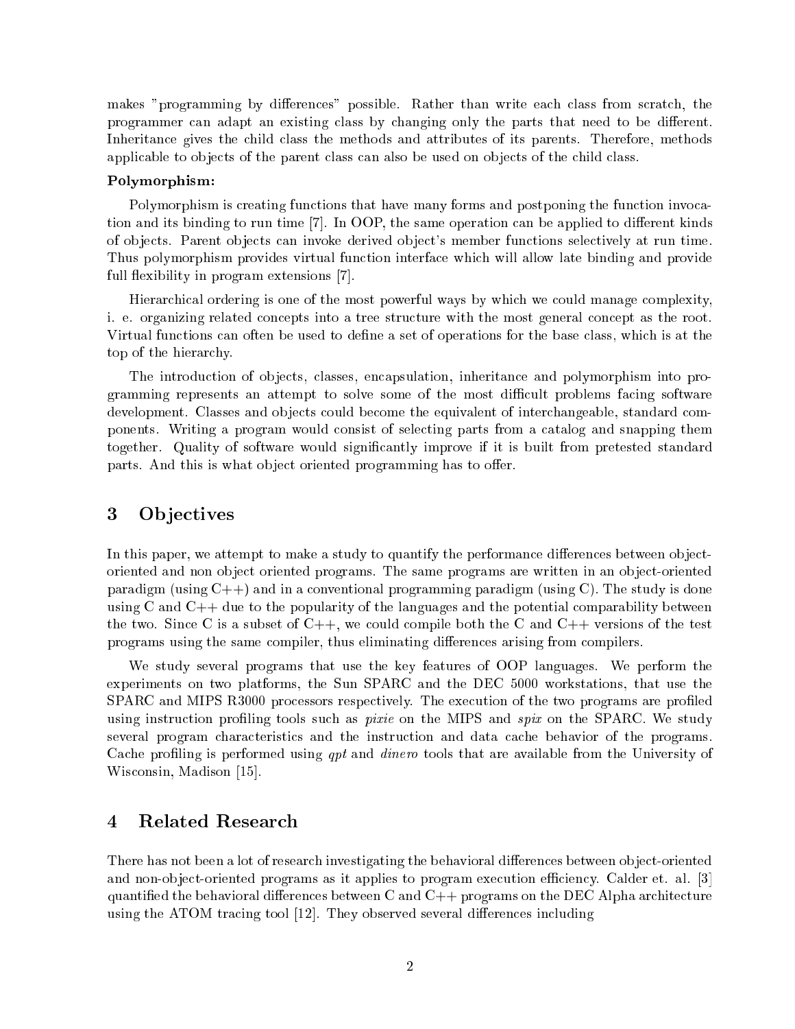makes "programming by differences" possible. Rather than write each class from scratch, the programmer can adapt an existing class by changing only the parts that need to be different. Inheritance gives the child class the methods and attributes of its parents. Therefore, methods applicable to objects of the parent class can also be used on objects of the child class.

**Polymorphism:**

Polymorphism is creating functions that have many forms and postponing the function invocation and its binding to run time [7]. In OOP, the same operation can be applied to different kinds of objects. Parent objects can invoke derived object's member functions selectively at run time. Thus polymorphism provides virtual function interface which will allow late binding and provide full flexibility in program extensions [7].

Hierarchical ordering is one of the most powerful ways by which we could manage complexity, i. e. organizing related concepts into a tree structure with the most general concept as the root. Virtual functions can often be used to define a set of operations for the base class, which is at the top of the hierarchy.

The introduction of objects, classes, encapsulation, inheritance and polymorphism into programming represents an attempt to solve some of the most difficult problems facing software development. Classes and objects could become the equivalent of interchangeable, standard components. Writing a program would consist of selecting parts from a catalog and snapping them together. Quality of software would significantly improve if it is built from pretested standard parts. And this is what object oriented programming has to offer.

## 3 Objectives

In this paper, we attempt to make a study to quantify the performance differences between object-oriented and non object oriented programs. The same programs are written in an object-oriented paradigm (using C++) and in a conventional programming paradigm (using C). The study is done using C and C++ due to the popularity of the languages and the potential comparability between the two. Since C is a subset of C++, we could compile both the C and C++ versions of the test programs using the same compiler, thus eliminating differences arising from compilers.

We study several programs that use the key features of OOP languages. We perform the experiments on two platforms, the Sun SPARC and the DEC 5000 workstations, that use the SPARC and MIPS R3000 processors respectively. The execution of the two programs are profiled using instruction profiling tools such as *pixie* on the MIPS and *spix* on the SPARC. We study several program characteristics and the instruction and data cache behavior of the programs. Cache profiling is performed using *qpt* and *dinero* tools that are available from the University of Wisconsin, Madison [15].

## 4 Related Research

There has not been a lot of research investigating the behavioral differences between object-oriented and non-object-oriented programs as it applies to program execution efficiency. Calder et. al. [3] quantified the behavioral differences between C and C++ programs on the DEC Alpha architecture using the ATOM tracing tool [12]. They observed several differences including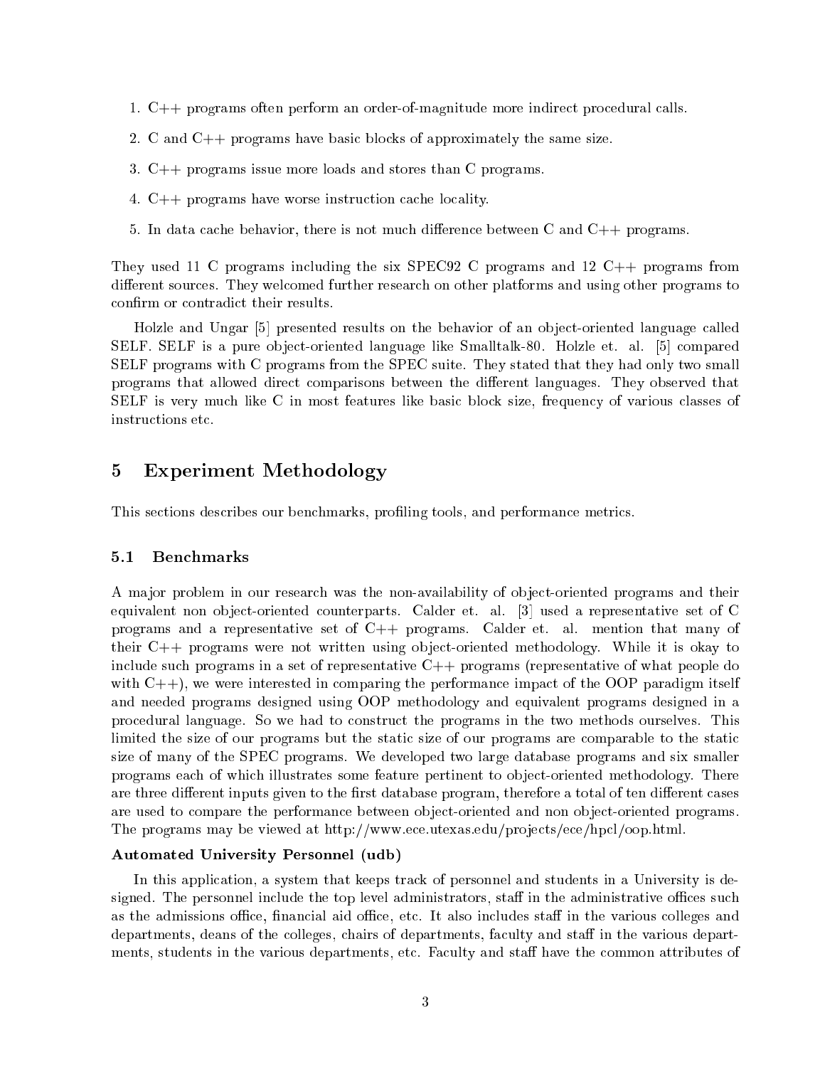1. C++ programs often perform an order-of-magnitude more indirect procedural calls.
2. C and C++ programs have basic blocks of approximately the same size.
3. C++ programs issue more loads and stores than C programs.
4. C++ programs have worse instruction cache locality.
5. In data cache behavior, there is not much difference between C and C++ programs.

They used 11 C programs including the six SPEC92 C programs and 12 C++ programs from different sources. They welcomed further research on other platforms and using other programs to confirm or contradict their results.

Holzle and Ungar [5] presented results on the behavior of an object-oriented language called SELF. SELF is a pure object-oriented language like Smalltalk-80. Holzle et. al. [5] compared SELF programs with C programs from the SPEC suite. They stated that they had only two small programs that allowed direct comparisons between the different languages. They observed that SELF is very much like C in most features like basic block size, frequency of various classes of instructions etc.

## 5 Experiment Methodology

This sections describes our benchmarks, profiling tools, and performance metrics.

### 5.1 Benchmarks

A major problem in our research was the non-availability of object-oriented programs and their equivalent non object-oriented counterparts. Calder et. al. [3] used a representative set of C programs and a representative set of C++ programs. Calder et. al. mention that many of their C++ programs were not written using object-oriented methodology. While it is okay to include such programs in a set of representative C++ programs (representative of what people do with C++), we were interested in comparing the performance impact of the OOP paradigm itself and needed programs designed using OOP methodology and equivalent programs designed in a procedural language. So we had to construct the programs in the two methods ourselves. This limited the size of our programs but the static size of our programs are comparable to the static size of many of the SPEC programs. We developed two large database programs and six smaller programs each of which illustrates some feature pertinent to object-oriented methodology. There are three different inputs given to the first database program, therefore a total of ten different cases are used to compare the performance between object-oriented and non object-oriented programs. The programs may be viewed at http://www.ece.utexas.edu/projects/ece/hpcl/oop.html.

**Automated University Personnel (udb)**

In this application, a system that keeps track of personnel and students in a University is designed. The personnel include the top level administrators, staff in the administrative offices such as the admissions office, financial aid office, etc. It also includes staff in the various colleges and departments, deans of the colleges, chairs of departments, faculty and staff in the various departments, students in the various departments, etc. Faculty and staff have the common attributes of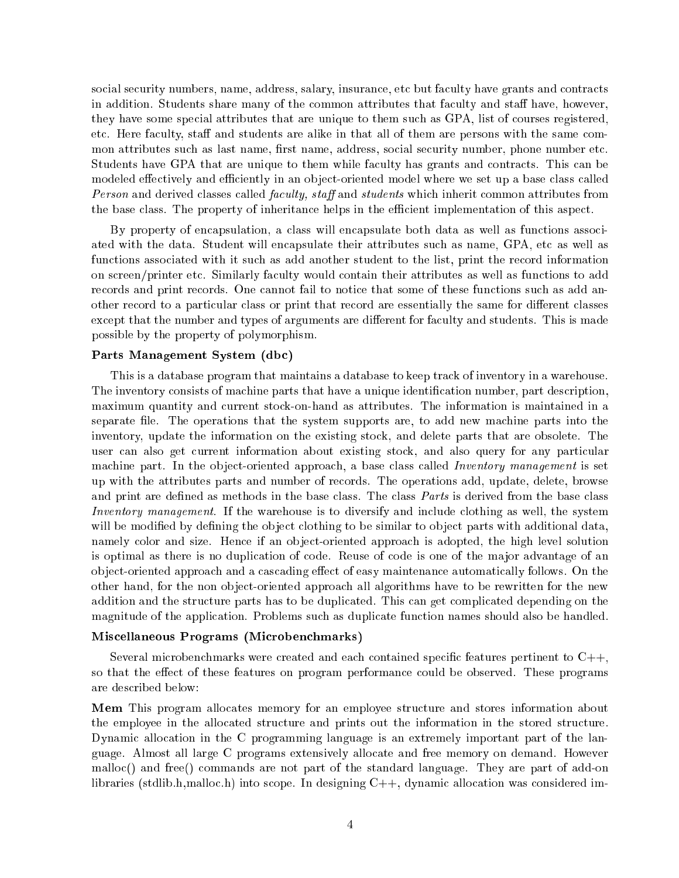social security numbers, name, address, salary, insurance, etc but faculty have grants and contracts in addition. Students share many of the common attributes that faculty and staff have, however, they have some special attributes that are unique to them such as GPA, list of courses registered, etc. Here faculty, staff and students are alike in that all of them are persons with the same common attributes such as last name, first name, address, social security number, phone number etc. Students have GPA that are unique to them while faculty has grants and contracts. This can be modeled effectively and efficiently in an object-oriented model where we set up a base class called *Person* and derived classes called *faculty, staff* and *students* which inherit common attributes from the base class. The property of inheritance helps in the efficient implementation of this aspect.

By property of encapsulation, a class will encapsulate both data as well as functions associated with the data. Student will encapsulate their attributes such as name, GPA, etc as well as functions associated with it such as add another student to the list, print the record information on screen/printer etc. Similarly faculty would contain their attributes as well as functions to add records and print records. One cannot fail to notice that some of these functions such as add another record to a particular class or print that record are essentially the same for different classes except that the number and types of arguments are different for faculty and students. This is made possible by the property of polymorphism.

**Parts Management System (dbc)**

This is a database program that maintains a database to keep track of inventory in a warehouse. The inventory consists of machine parts that have a unique identification number, part description, maximum quantity and current stock-on-hand as attributes. The information is maintained in a separate file. The operations that the system supports are, to add new machine parts into the inventory, update the information on the existing stock, and delete parts that are obsolete. The user can also get current information about existing stock, and also query for any particular machine part. In the object-oriented approach, a base class called *Inventory management* is set up with the attributes parts and number of records. The operations add, update, delete, browse and print are defined as methods in the base class. The class *Parts* is derived from the base class *Inventory management*. If the warehouse is to diversify and include clothing as well, the system will be modified by defining the object clothing to be similar to object parts with additional data, namely color and size. Hence if an object-oriented approach is adopted, the high level solution is optimal as there is no duplication of code. Reuse of code is one of the major advantage of an object-oriented approach and a cascading effect of easy maintenance automatically follows. On the other hand, for the non object-oriented approach all algorithms have to be rewritten for the new addition and the structure parts has to be duplicated. This can get complicated depending on the magnitude of the application. Problems such as duplicate function names should also be handled.

**Miscellaneous Programs (Microbenchmarks)**

Several microbenchmarks were created and each contained specific features pertinent to C++, so that the effect of these features on program performance could be observed. These programs are described below:

**Mem** This program allocates memory for an employee structure and stores information about the employee in the allocated structure and prints out the information in the stored structure. Dynamic allocation in the C programming language is an extremely important part of the language. Almost all large C programs extensively allocate and free memory on demand. However malloc() and free() commands are not part of the standard language. They are part of add-on libraries (stdlib.h,malloc.h) into scope. In designing C++, dynamic allocation was considered im-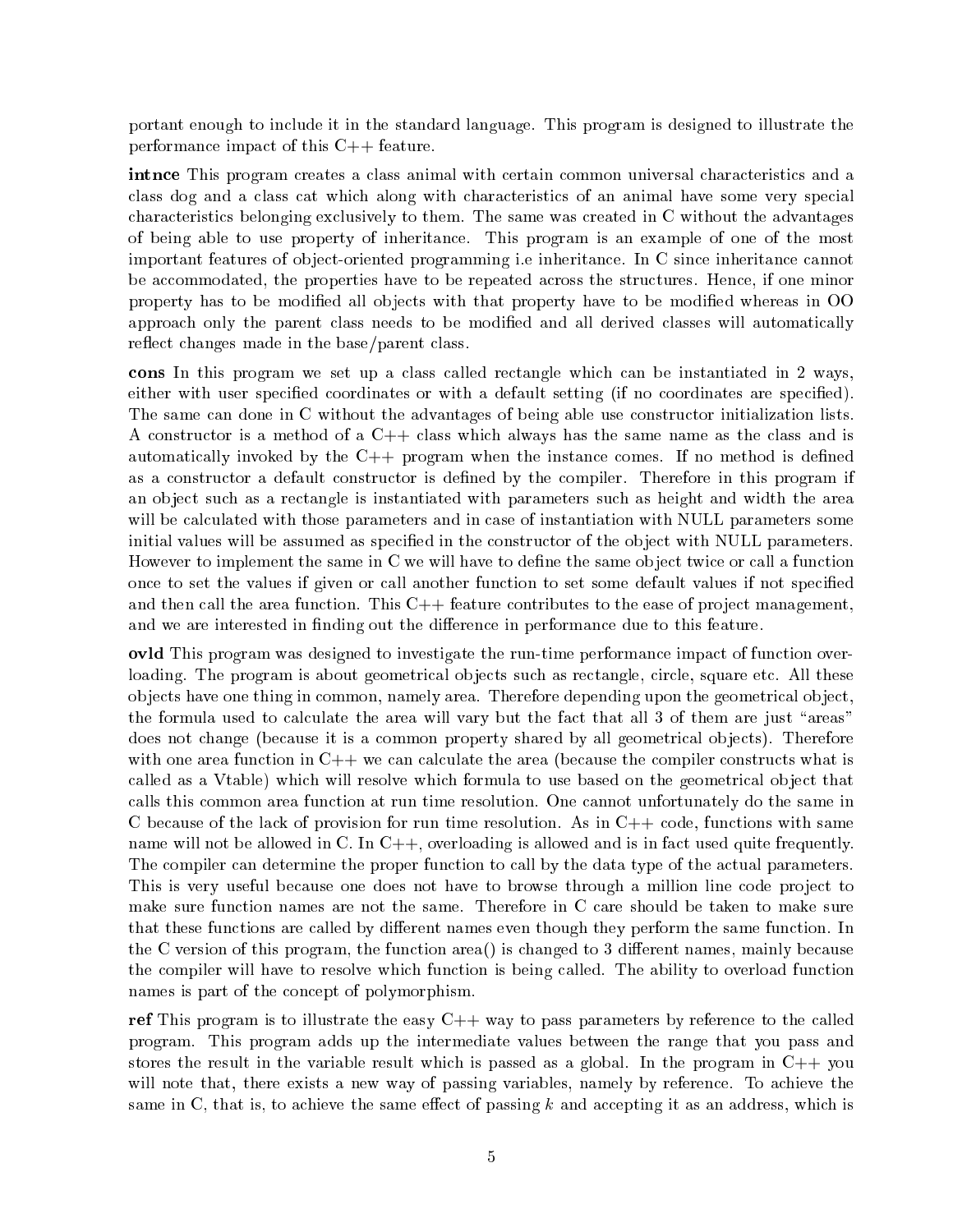portant enough to include it in the standard language. This program is designed to illustrate the performance impact of this C++ feature.

**intnce** This program creates a class animal with certain common universal characteristics and a class dog and a class cat which along with characteristics of an animal have some very special characteristics belonging exclusively to them. The same was created in C without the advantages of being able to use property of inheritance. This program is an example of one of the most important features of object-oriented programming i.e inheritance. In C since inheritance cannot be accommodated, the properties have to be repeated across the structures. Hence, if one minor property has to be modified all objects with that property have to be modified whereas in OO approach only the parent class needs to be modified and all derived classes will automatically reflect changes made in the base/parent class.

**cons** In this program we set up a class called rectangle which can be instantiated in 2 ways, either with user specified coordinates or with a default setting (if no coordinates are specified). The same can done in C without the advantages of being able use constructor initialization lists. A constructor is a method of a C++ class which always has the same name as the class and is automatically invoked by the C++ program when the instance comes. If no method is defined as a constructor a default constructor is defined by the compiler. Therefore in this program if an object such as a rectangle is instantiated with parameters such as height and width the area will be calculated with those parameters and in case of instantiation with NULL parameters some initial values will be assumed as specified in the constructor of the object with NULL parameters. However to implement the same in C we will have to define the same object twice or call a function once to set the values if given or call another function to set some default values if not specified and then call the area function. This C++ feature contributes to the ease of project management, and we are interested in finding out the difference in performance due to this feature.

**ovld** This program was designed to investigate the run-time performance impact of function overloading. The program is about geometrical objects such as rectangle, circle, square etc. All these objects have one thing in common, namely area. Therefore depending upon the geometrical object, the formula used to calculate the area will vary but the fact that all 3 of them are just "areas" does not change (because it is a common property shared by all geometrical objects). Therefore with one area function in C++ we can calculate the area (because the compiler constructs what is called as a Vtable) which will resolve which formula to use based on the geometrical object that calls this common area function at run time resolution. One cannot unfortunately do the same in C because of the lack of provision for run time resolution. As in C++ code, functions with same name will not be allowed in C. In C++, overloading is allowed and is in fact used quite frequently. The compiler can determine the proper function to call by the data type of the actual parameters. This is very useful because one does not have to browse through a million line code project to make sure function names are not the same. Therefore in C care should be taken to make sure that these functions are called by different names even though they perform the same function. In the C version of this program, the function area() is changed to 3 different names, mainly because the compiler will have to resolve which function is being called. The ability to overload function names is part of the concept of polymorphism.

**ref** This program is to illustrate the easy C++ way to pass parameters by reference to the called program. This program adds up the intermediate values between the range that you pass and stores the result in the variable result which is passed as a global. In the program in C++ you will note that, there exists a new way of passing variables, namely by reference. To achieve the same in C, that is, to achieve the same effect of passing $k$ and accepting it as an address, which is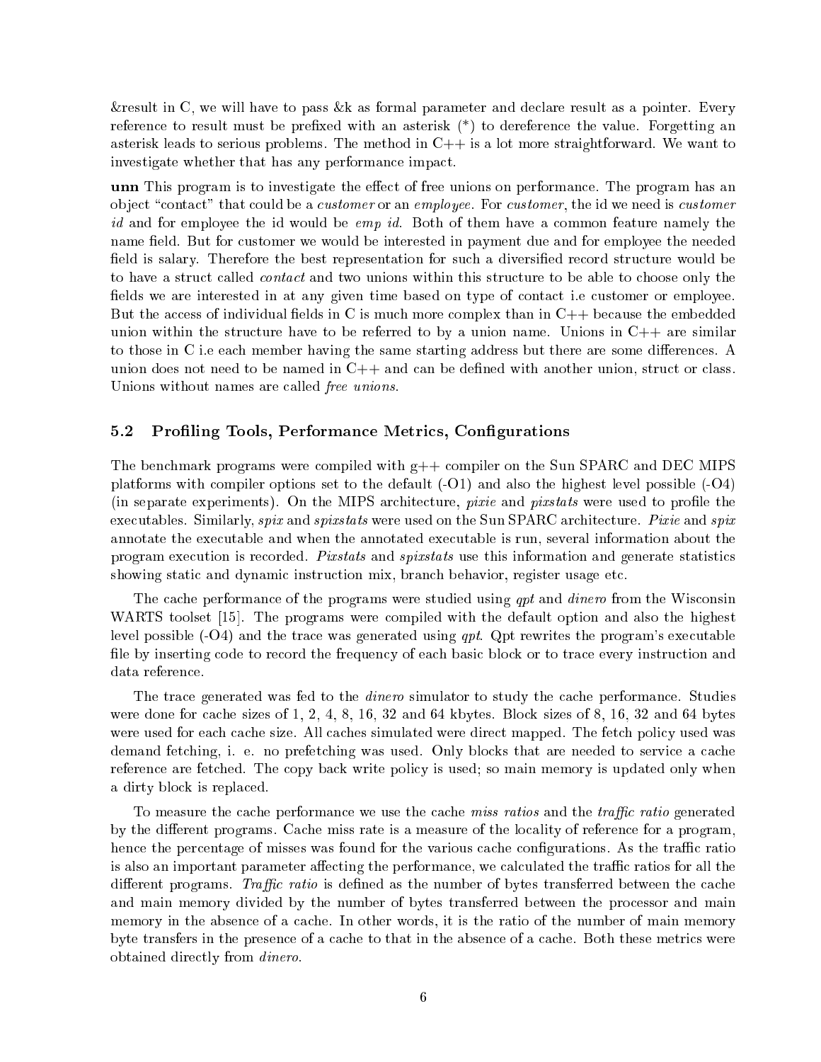&result in C, we will have to pass &k as formal parameter and declare result as a pointer. Every reference to result must be prefixed with an asterisk (*) to dereference the value. Forgetting an asterisk leads to serious problems. The method in C++ is a lot more straightforward. We want to investigate whether that has any performance impact.

**unn** This program is to investigate the effect of free unions on performance. The program has an object "contact" that could be a *customer* or an *employee*. For *customer*, the id we need is *customer id* and for employee the id would be *emp id*. Both of them have a common feature namely the name field. But for customer we would be interested in payment due and for employee the needed field is salary. Therefore the best representation for such a diversified record structure would be to have a struct called *contact* and two unions within this structure to be able to choose only the fields we are interested in at any given time based on type of contact i.e customer or employee. But the access of individual fields in C is much more complex than in C++ because the embedded union within the structure have to be referred to by a union name. Unions in C++ are similar to those in C i.e each member having the same starting address but there are some differences. A union does not need to be named in C++ and can be defined with another union, struct or class. Unions without names are called *free unions*.

## 5.2 Profiling Tools, Performance Metrics, Configurations

The benchmark programs were compiled with g++ compiler on the Sun SPARC and DEC MIPS platforms with compiler options set to the default (-O1) and also the highest level possible (-O4) (in separate experiments). On the MIPS architecture, *pixie* and *pixstats* were used to profile the executables. Similarly, *spix* and *spixstats* were used on the Sun SPARC architecture. *Pixie* and *spix* annotate the executable and when the annotated executable is run, several information about the program execution is recorded. *Pixstats* and *spixstats* use this information and generate statistics showing static and dynamic instruction mix, branch behavior, register usage etc.

The cache performance of the programs were studied using *qpt* and *dinero* from the Wisconsin WARTS toolset [15]. The programs were compiled with the default option and also the highest level possible (-O4) and the trace was generated using *qpt*. Qpt rewrites the program's executable file by inserting code to record the frequency of each basic block or to trace every instruction and data reference.

The trace generated was fed to the *dinero* simulator to study the cache performance. Studies were done for cache sizes of 1, 2, 4, 8, 16, 32 and 64 kbytes. Block sizes of 8, 16, 32 and 64 bytes were used for each cache size. All caches simulated were direct mapped. The fetch policy used was demand fetching, i. e. no prefetching was used. Only blocks that are needed to service a cache reference are fetched. The copy back write policy is used; so main memory is updated only when a dirty block is replaced.

To measure the cache performance we use the cache *miss ratios* and the *traffic ratio* generated by the different programs. Cache miss rate is a measure of the locality of reference for a program, hence the percentage of misses was found for the various cache configurations. As the traffic ratio is also an important parameter affecting the performance, we calculated the traffic ratios for all the different programs. *Traffic ratio* is defined as the number of bytes transferred between the cache and main memory divided by the number of bytes transferred between the processor and main memory in the absence of a cache. In other words, it is the ratio of the number of main memory byte transfers in the presence of a cache to that in the absence of a cache. Both these metrics were obtained directly from *dinero*.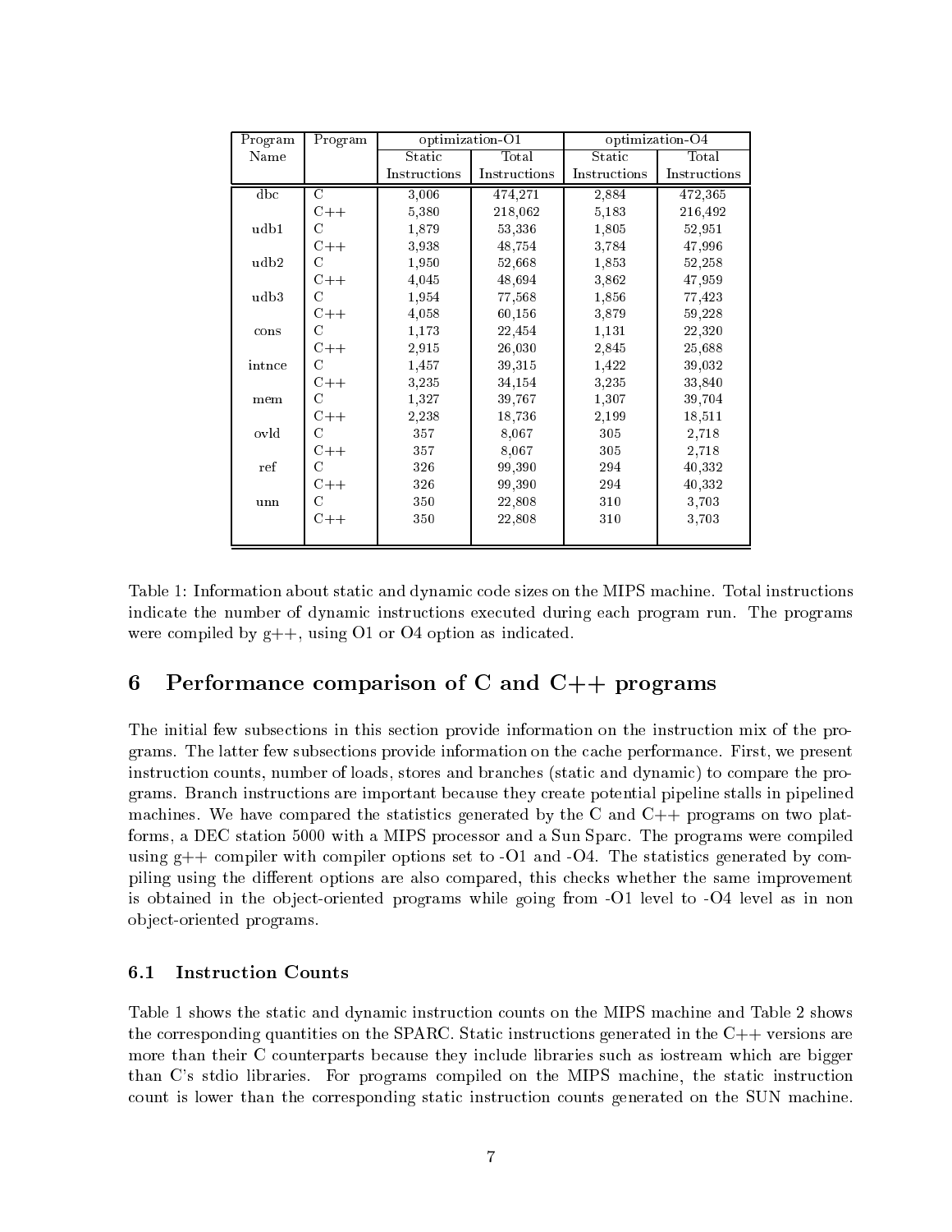| Program Name | Program | optimization-O1 | | optimization-O4 | |
|---|---|---|---|---|---|
| | | Static Instructions | Total Instructions | Static Instructions | Total Instructions |
| dbc | C | 3,006 | 474,271 | 2,884 | 472,365 |
| | C++ | 5,380 | 218,062 | 5,183 | 216,492 |
| udb1 | C | 1,879 | 53,336 | 1,805 | 52,951 |
| | C++ | 3,938 | 48,754 | 3,784 | 47,996 |
| udb2 | C | 1,950 | 52,668 | 1,853 | 52,258 |
| | C++ | 4,045 | 48,694 | 3,862 | 47,959 |
| udb3 | C | 1,954 | 77,568 | 1,856 | 77,423 |
| | C++ | 4,058 | 60,156 | 3,879 | 59,228 |
| cons | C | 1,173 | 22,454 | 1,131 | 22,320 |
| | C++ | 2,915 | 26,030 | 2,845 | 25,688 |
| intnce | C | 1,457 | 39,315 | 1,422 | 39,032 |
| | C++ | 3,235 | 34,154 | 3,235 | 33,840 |
| mem | C | 1,327 | 39,767 | 1,307 | 39,704 |
| | C++ | 2,238 | 18,736 | 2,199 | 18,511 |
| ovld | C | 357 | 8,067 | 305 | 2,718 |
| | C++ | 357 | 8,067 | 305 | 2,718 |
| ref | C | 326 | 99,390 | 294 | 40,332 |
| | C++ | 326 | 99,390 | 294 | 40,332 |
| unn | C | 350 | 22,808 | 310 | 3,703 |
| | C++ | 350 | 22,808 | 310 | 3,703 |

Table 1: Information about static and dynamic code sizes on the MIPS machine. Total instructions indicate the number of dynamic instructions executed during each program run. The programs were compiled by g++, using O1 or O4 option as indicated.

# 6 Performance comparison of C and C++ programs

The initial few subsections in this section provide information on the instruction mix of the programs. The latter few subsections provide information on the cache performance. First, we present instruction counts, number of loads, stores and branches (static and dynamic) to compare the programs. Branch instructions are important because they create potential pipeline stalls in pipelined machines. We have compared the statistics generated by the C and C++ programs on two platforms, a DEC station 5000 with a MIPS processor and a Sun Sparc. The programs were compiled using g++ compiler with compiler options set to -O1 and -O4. The statistics generated by compiling using the different options are also compared, this checks whether the same improvement is obtained in the object-oriented programs while going from -O1 level to -O4 level as in non object-oriented programs.

## 6.1 Instruction Counts

Table 1 shows the static and dynamic instruction counts on the MIPS machine and Table 2 shows the corresponding quantities on the SPARC. Static instructions generated in the C++ versions are more than their C counterparts because they include libraries such as iostream which are bigger than C's stdio libraries. For programs compiled on the MIPS machine, the static instruction count is lower than the corresponding static instruction counts generated on the SUN machine.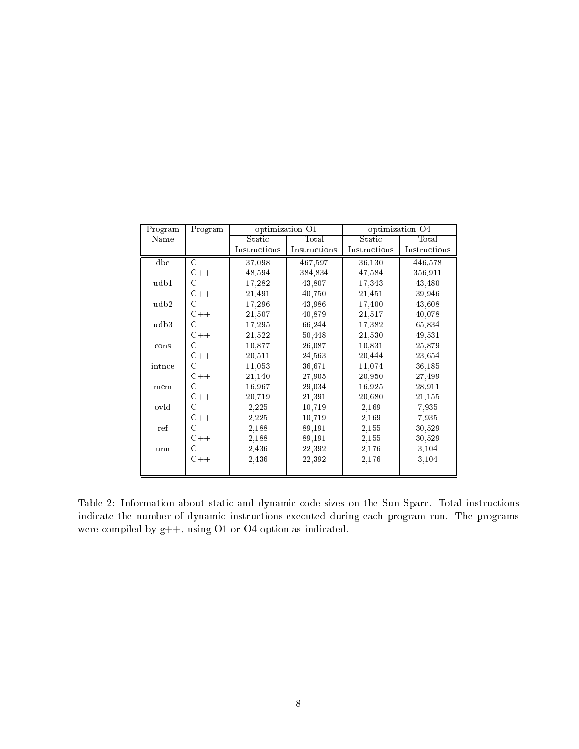| Program Name | Program | optimization-O1 | | optimization-O4 | |
|---|---|---|---|---|---|
| | | Static Instructions | Total Instructions | Static Instructions | Total Instructions |
| dbc | C | 37,098 | 467,597 | 36,130 | 446,578 |
| | C++ | 48,594 | 384,834 | 47,584 | 356,911 |
| udb1 | C | 17,282 | 43,807 | 17,343 | 43,480 |
| | C++ | 21,491 | 40,750 | 21,451 | 39,946 |
| udb2 | C | 17,296 | 43,986 | 17,400 | 43,608 |
| | C++ | 21,507 | 40,879 | 21,517 | 40,078 |
| udb3 | C | 17,295 | 66,244 | 17,382 | 65,834 |
| | C++ | 21,522 | 50,448 | 21,530 | 49,531 |
| cons | C | 10,877 | 26,087 | 10,831 | 25,879 |
| | C++ | 20,511 | 24,563 | 20,444 | 23,654 |
| intnce | C | 11,053 | 36,671 | 11,074 | 36,185 |
| | C++ | 21,140 | 27,905 | 20,950 | 27,499 |
| mem | C | 16,967 | 29,034 | 16,925 | 28,911 |
| | C++ | 20,719 | 21,391 | 20,680 | 21,155 |
| ovld | C | 2,225 | 10,719 | 2,169 | 7,935 |
| | C++ | 2,225 | 10,719 | 2,169 | 7,935 |
| ref | C | 2,188 | 89,191 | 2,155 | 30,529 |
| | C++ | 2,188 | 89,191 | 2,155 | 30,529 |
| unn | C | 2,436 | 22,392 | 2,176 | 3,104 |
| | C++ | 2,436 | 22,392 | 2,176 | 3,104 |

Table 2: Information about static and dynamic code sizes on the Sun Sparc. Total instructions indicate the number of dynamic instructions executed during each program run. The programs were compiled by g++, using O1 or O4 option as indicated.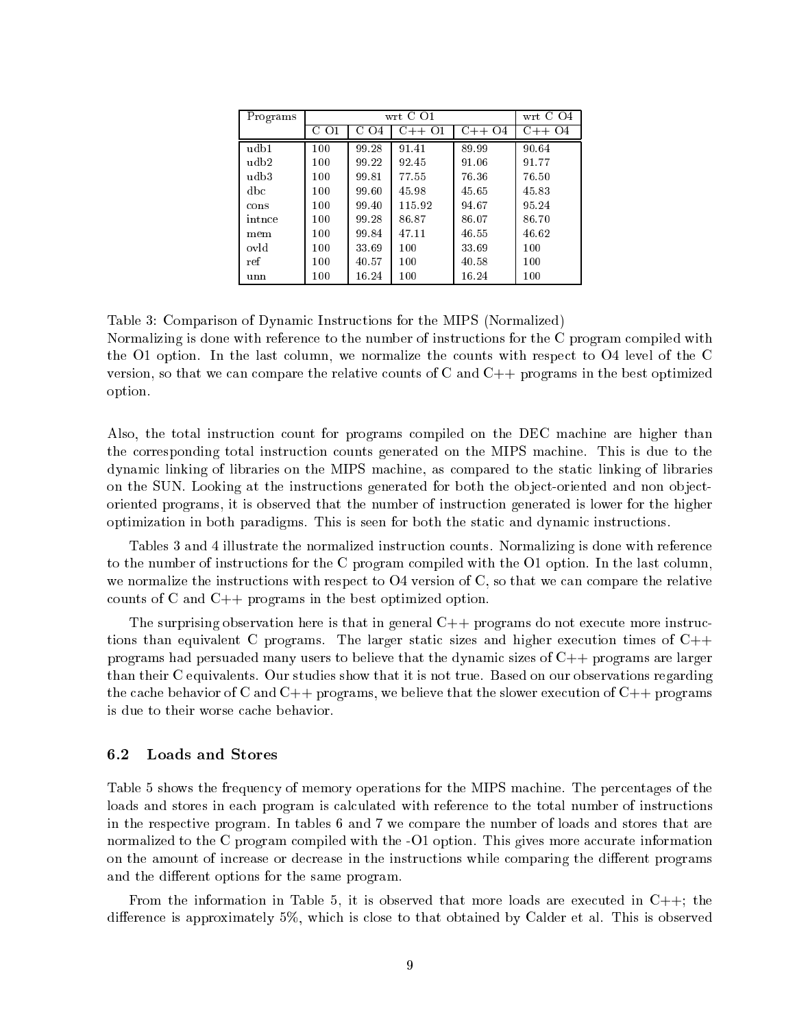| Programs | wrt C O1 | | | | wrt C O4 |
|---|---|---|---|---|---|
| | C O1 | C O4 | C++ O1 | C++ O4 | C++ O4 |
| udb1 | 100 | 99.28 | 91.41 | 89.99 | 90.64 |
| udb2 | 100 | 99.22 | 92.45 | 91.06 | 91.77 |
| udb3 | 100 | 99.81 | 77.55 | 76.36 | 76.50 |
| dbc | 100 | 99.60 | 45.98 | 45.65 | 45.83 |
| cons | 100 | 99.40 | 115.92 | 94.67 | 95.24 |
| intnce | 100 | 99.28 | 86.87 | 86.07 | 86.70 |
| mem | 100 | 99.84 | 47.11 | 46.55 | 46.62 |
| ovld | 100 | 33.69 | 100 | 33.69 | 100 |
| ref | 100 | 40.57 | 100 | 40.58 | 100 |
| unn | 100 | 16.24 | 100 | 16.24 | 100 |

Table 3: Comparison of Dynamic Instructions for the MIPS (Normalized)
Normalizing is done with reference to the number of instructions for the C program compiled with the O1 option. In the last column, we normalize the counts with respect to O4 level of the C version, so that we can compare the relative counts of C and C++ programs in the best optimized option.

Also, the total instruction count for programs compiled on the DEC machine are higher than the corresponding total instruction counts generated on the MIPS machine. This is due to the dynamic linking of libraries on the MIPS machine, as compared to the static linking of libraries on the SUN. Looking at the instructions generated for both the object-oriented and non object-oriented programs, it is observed that the number of instruction generated is lower for the higher optimization in both paradigms. This is seen for both the static and dynamic instructions.

Tables 3 and 4 illustrate the normalized instruction counts. Normalizing is done with reference to the number of instructions for the C program compiled with the O1 option. In the last column, we normalize the instructions with respect to O4 version of C, so that we can compare the relative counts of C and C++ programs in the best optimized option.

The surprising observation here is that in general C++ programs do not execute more instructions than equivalent C programs. The larger static sizes and higher execution times of C++ programs had persuaded many users to believe that the dynamic sizes of C++ programs are larger than their C equivalents. Our studies show that it is not true. Based on our observations regarding the cache behavior of C and C++ programs, we believe that the slower execution of C++ programs is due to their worse cache behavior.

### 6.2 Loads and Stores

Table 5 shows the frequency of memory operations for the MIPS machine. The percentages of the loads and stores in each program is calculated with reference to the total number of instructions in the respective program. In tables 6 and 7 we compare the number of loads and stores that are normalized to the C program compiled with the -O1 option. This gives more accurate information on the amount of increase or decrease in the instructions while comparing the different programs and the different options for the same program.

From the information in Table 5, it is observed that more loads are executed in C++; the difference is approximately 5%, which is close to that obtained by Calder et al. This is observed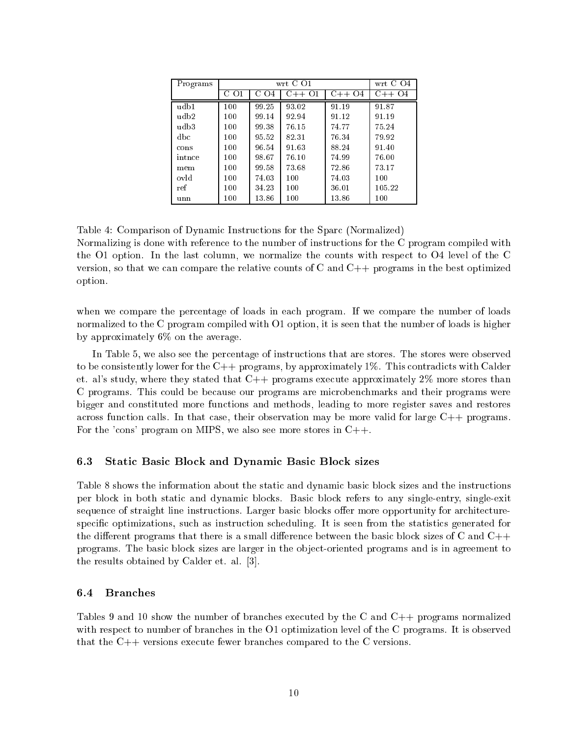| Programs | wrt C O1 | | | | wrt C O4 |
|---|---|---|---|---|---|
| | C O1 | C O4 | C++ O1 | C++ O4 | C++ O4 |
| udb1 | 100 | 99.25 | 93.02 | 91.19 | 91.87 |
| udb2 | 100 | 99.14 | 92.94 | 91.12 | 91.19 |
| udb3 | 100 | 99.38 | 76.15 | 74.77 | 75.24 |
| dbc | 100 | 95.52 | 82.31 | 76.34 | 79.92 |
| cons | 100 | 96.54 | 91.63 | 88.24 | 91.40 |
| intnce | 100 | 98.67 | 76.10 | 74.99 | 76.00 |
| mem | 100 | 99.58 | 73.68 | 72.86 | 73.17 |
| ovld | 100 | 74.03 | 100 | 74.03 | 100 |
| ref | 100 | 34.23 | 100 | 36.01 | 105.22 |
| unn | 100 | 13.86 | 100 | 13.86 | 100 |

Table 4: Comparison of Dynamic Instructions for the Sparc (Normalized)
Normalizing is done with reference to the number of instructions for the C program compiled with the O1 option. In the last column, we normalize the counts with respect to O4 level of the C version, so that we can compare the relative counts of C and C++ programs in the best optimized option.

when we compare the percentage of loads in each program. If we compare the number of loads normalized to the C program compiled with O1 option, it is seen that the number of loads is higher by approximately 6% on the average.

In Table 5, we also see the percentage of instructions that are stores. The stores were observed to be consistently lower for the C++ programs, by approximately 1%. This contradicts with Calder et. al's study, where they stated that C++ programs execute approximately 2% more stores than C programs. This could be because our programs are microbenchmarks and their programs were bigger and constituted more functions and methods, leading to more register saves and restores across function calls. In that case, their observation may be more valid for large C++ programs. For the 'cons' program on MIPS, we also see more stores in C++.

### 6.3 Static Basic Block and Dynamic Basic Block sizes

Table 8 shows the information about the static and dynamic basic block sizes and the instructions per block in both static and dynamic blocks. Basic block refers to any single-entry, single-exit sequence of straight line instructions. Larger basic blocks offer more opportunity for architecture-specific optimizations, such as instruction scheduling. It is seen from the statistics generated for the different programs that there is a small difference between the basic block sizes of C and C++ programs. The basic block sizes are larger in the object-oriented programs and is in agreement to the results obtained by Calder et. al. [3].

### 6.4 Branches

Tables 9 and 10 show the number of branches executed by the C and C++ programs normalized with respect to number of branches in the O1 optimization level of the C programs. It is observed that the C++ versions execute fewer branches compared to the C versions.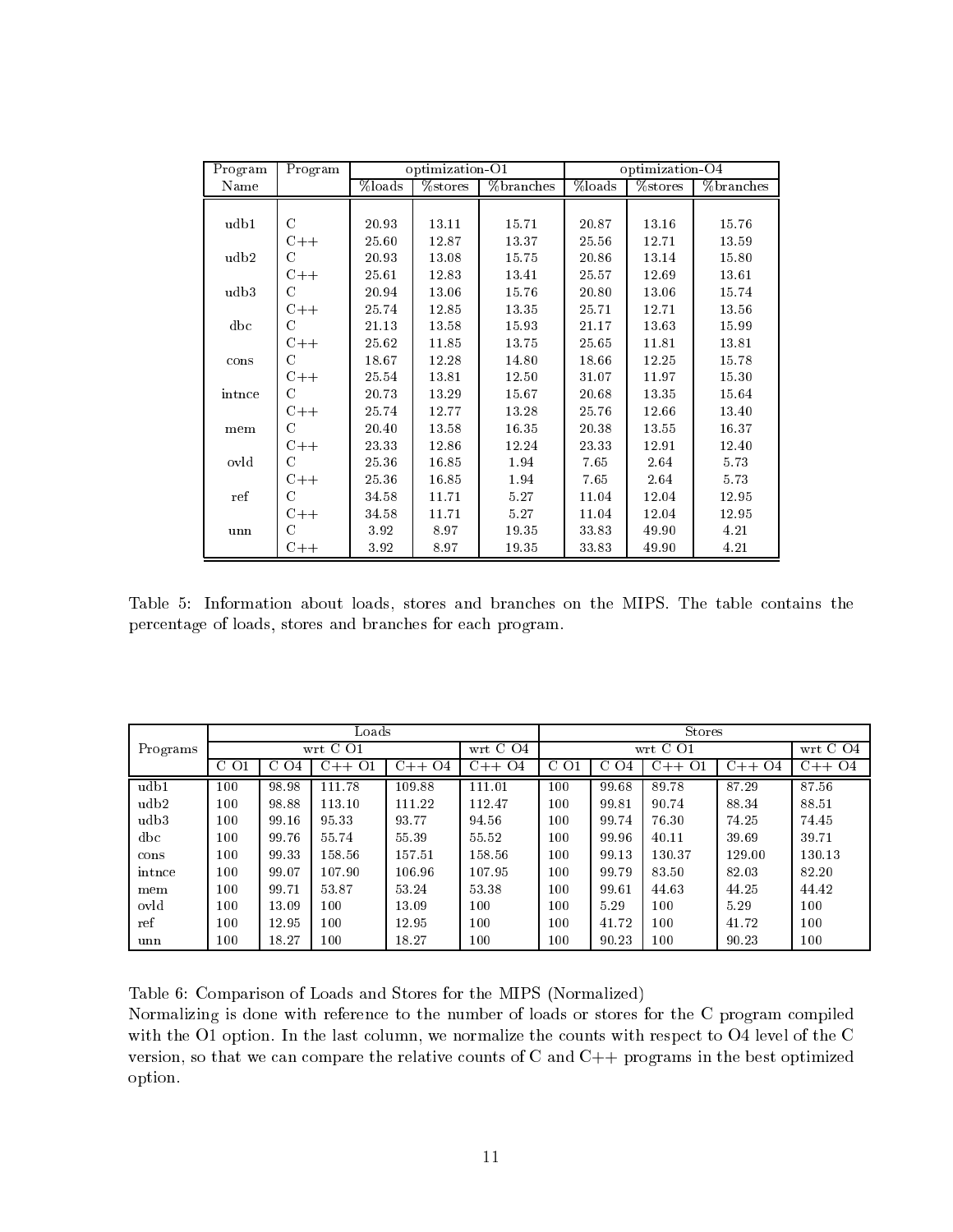| Program Name | Program | optimization-O1 | | | optimization-O4 | | |
|---|---|---|---|---|---|---|---|
| | | %loads | %stores | %branches | %loads | %stores | %branches |
| udb1 | C | 20.93 | 13.11 | 15.71 | 20.87 | 13.16 | 15.76 |
| | C++ | 25.60 | 12.87 | 13.37 | 25.56 | 12.71 | 13.59 |
| udb2 | C | 20.93 | 13.08 | 15.75 | 20.86 | 13.14 | 15.80 |
| | C++ | 25.61 | 12.83 | 13.41 | 25.57 | 12.69 | 13.61 |
| udb3 | C | 20.94 | 13.06 | 15.76 | 20.80 | 13.06 | 15.74 |
| | C++ | 25.74 | 12.85 | 13.35 | 25.71 | 12.71 | 13.56 |
| dbc | C | 21.13 | 13.58 | 15.93 | 21.17 | 13.63 | 15.99 |
| | C++ | 25.62 | 11.85 | 13.75 | 25.65 | 11.81 | 13.81 |
| cons | C | 18.67 | 12.28 | 14.80 | 18.66 | 12.25 | 15.78 |
| | C++ | 25.54 | 13.81 | 12.50 | 31.07 | 11.97 | 15.30 |
| intnce | C | 20.73 | 13.29 | 15.67 | 20.68 | 13.35 | 15.64 |
| | C++ | 25.74 | 12.77 | 13.28 | 25.76 | 12.66 | 13.40 |
| mem | C | 20.40 | 13.58 | 16.35 | 20.38 | 13.55 | 16.37 |
| | C++ | 23.33 | 12.86 | 12.24 | 23.33 | 12.91 | 12.40 |
| ovld | C | 25.36 | 16.85 | 1.94 | 7.65 | 2.64 | 5.73 |
| | C++ | 25.36 | 16.85 | 1.94 | 7.65 | 2.64 | 5.73 |
| ref | C | 34.58 | 11.71 | 5.27 | 11.04 | 12.04 | 12.95 |
| | C++ | 34.58 | 11.71 | 5.27 | 11.04 | 12.04 | 12.95 |
| unn | C | 3.92 | 8.97 | 19.35 | 33.83 | 49.90 | 4.21 |
| | C++ | 3.92 | 8.97 | 19.35 | 33.83 | 49.90 | 4.21 |

Table 5: Information about loads, stores and branches on the MIPS. The table contains the percentage of loads, stores and branches for each program.

| Programs | Loads | | | | | Stores | | | | |
|---|---|---|---|---|---|---|---|---|---|---|
| | wrt C O1 | | | | wrt C O4 | wrt C O1 | | | | wrt C O4 |
| | C O1 | C O4 | C++ O1 | C++ O4 | C++ O4 | C O1 | C O4 | C++ O1 | C++ O4 | C++ O4 |
| udb1 | 100 | 98.98 | 111.78 | 109.88 | 111.01 | 100 | 99.68 | 89.78 | 87.29 | 87.56 |
| udb2 | 100 | 98.88 | 113.10 | 111.22 | 112.47 | 100 | 99.81 | 90.74 | 88.34 | 88.51 |
| udb3 | 100 | 99.16 | 95.33 | 93.77 | 94.56 | 100 | 99.74 | 76.30 | 74.25 | 74.45 |
| dbc | 100 | 99.76 | 55.74 | 55.39 | 55.52 | 100 | 99.96 | 40.11 | 39.69 | 39.71 |
| cons | 100 | 99.33 | 158.56 | 157.51 | 158.56 | 100 | 99.13 | 130.37 | 129.00 | 130.13 |
| intnce | 100 | 99.07 | 107.90 | 106.96 | 107.95 | 100 | 99.79 | 83.50 | 82.03 | 82.20 |
| mem | 100 | 99.71 | 53.87 | 53.24 | 53.38 | 100 | 99.61 | 44.63 | 44.25 | 44.42 |
| ovld | 100 | 13.09 | 100 | 13.09 | 100 | 100 | 5.29 | 100 | 5.29 | 100 |
| ref | 100 | 12.95 | 100 | 12.95 | 100 | 100 | 41.72 | 100 | 41.72 | 100 |
| unn | 100 | 18.27 | 100 | 18.27 | 100 | 100 | 90.23 | 100 | 90.23 | 100 |

Table 6: Comparison of Loads and Stores for the MIPS (Normalized)
Normalizing is done with reference to the number of loads or stores for the C program compiled with the O1 option. In the last column, we normalize the counts with respect to O4 level of the C version, so that we can compare the relative counts of C and C++ programs in the best optimized option.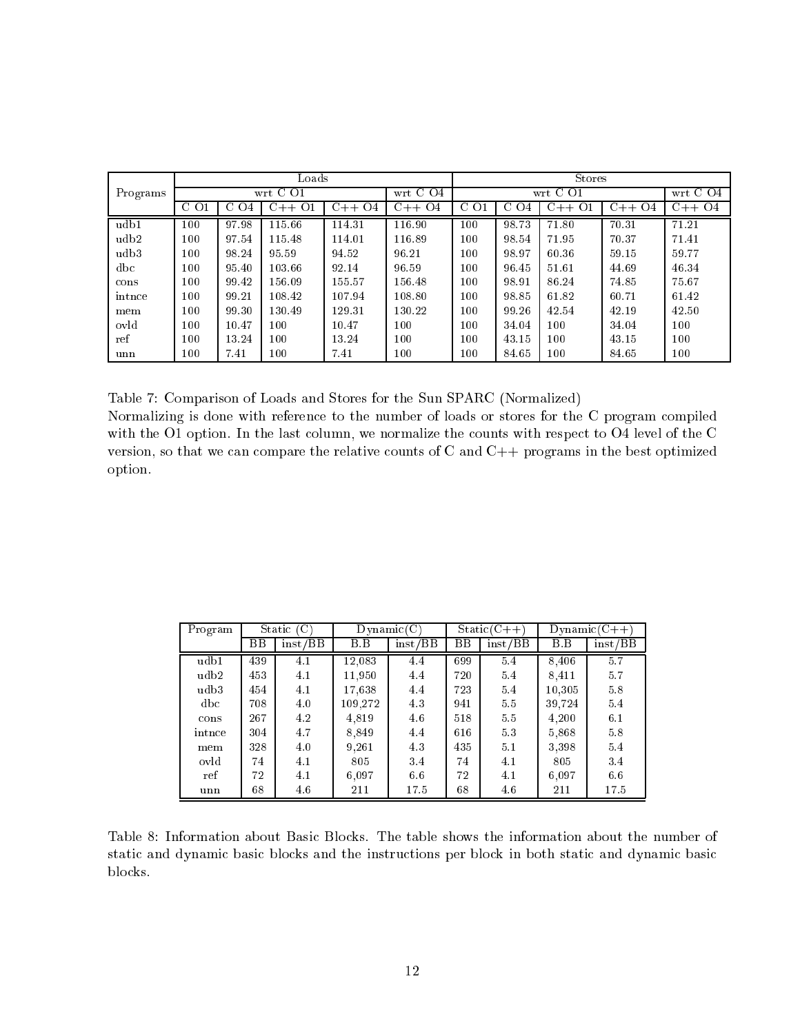| Programs | Loads | | | | | Stores | | | | |
|---|---|---|---|---|---|---|---|---|---|---|
| | wrt C O1 | | | | wrt C O4 | wrt C O1 | | | | wrt C O4 |
| | C O1 | C O4 | C++ O1 | C++ O4 | C++ O4 | C O1 | C O4 | C++ O1 | C++ O4 | C++ O4 |
| udb1 | 100 | 97.98 | 115.66 | 114.31 | 116.90 | 100 | 98.73 | 71.80 | 70.31 | 71.21 |
| udb2 | 100 | 97.54 | 115.48 | 114.01 | 116.89 | 100 | 98.54 | 71.95 | 70.37 | 71.41 |
| udb3 | 100 | 98.24 | 95.59 | 94.52 | 96.21 | 100 | 98.97 | 60.36 | 59.15 | 59.77 |
| dbc | 100 | 95.40 | 103.66 | 92.14 | 96.59 | 100 | 96.45 | 51.61 | 44.69 | 46.34 |
| cons | 100 | 99.42 | 156.09 | 155.57 | 156.48 | 100 | 98.91 | 86.24 | 74.85 | 75.67 |
| intnce | 100 | 99.21 | 108.42 | 107.94 | 108.80 | 100 | 98.85 | 61.82 | 60.71 | 61.42 |
| mem | 100 | 99.30 | 130.49 | 129.31 | 130.22 | 100 | 99.26 | 42.54 | 42.19 | 42.50 |
| ovld | 100 | 10.47 | 100 | 10.47 | 100 | 100 | 34.04 | 100 | 34.04 | 100 |
| ref | 100 | 13.24 | 100 | 13.24 | 100 | 100 | 43.15 | 100 | 43.15 | 100 |
| unn | 100 | 7.41 | 100 | 7.41 | 100 | 100 | 84.65 | 100 | 84.65 | 100 |

Table 7: Comparison of Loads and Stores for the Sun SPARC (Normalized)
Normalizing is done with reference to the number of loads or stores for the C program compiled with the O1 option. In the last column, we normalize the counts with respect to O4 level of the C version, so that we can compare the relative counts of C and C++ programs in the best optimized option.

| Program | Static (C) | | Dynamic(C) | | Static(C++) | | Dynamic(C++) | |
|---|---|---|---|---|---|---|---|---|
| | BB | inst/BB | B.B | inst/BB | BB | inst/BB | B.B | inst/BB |
| udb1 | 439 | 4.1 | 12,083 | 4.4 | 699 | 5.4 | 8,406 | 5.7 |
| udb2 | 453 | 4.1 | 11,950 | 4.4 | 720 | 5.4 | 8,411 | 5.7 |
| udb3 | 454 | 4.1 | 17,638 | 4.4 | 723 | 5.4 | 10,305 | 5.8 |
| dbc | 708 | 4.0 | 109,272 | 4.3 | 941 | 5.5 | 39,724 | 5.4 |
| cons | 267 | 4.2 | 4,819 | 4.6 | 518 | 5.5 | 4,200 | 6.1 |
| intnce | 304 | 4.7 | 8,849 | 4.4 | 616 | 5.3 | 5,868 | 5.8 |
| mem | 328 | 4.0 | 9,261 | 4.3 | 435 | 5.1 | 3,398 | 5.4 |
| ovld | 74 | 4.1 | 805 | 3.4 | 74 | 4.1 | 805 | 3.4 |
| ref | 72 | 4.1 | 6,097 | 6.6 | 72 | 4.1 | 6,097 | 6.6 |
| unn | 68 | 4.6 | 211 | 17.5 | 68 | 4.6 | 211 | 17.5 |

Table 8: Information about Basic Blocks. The table shows the information about the number of static and dynamic basic blocks and the instructions per block in both static and dynamic basic blocks.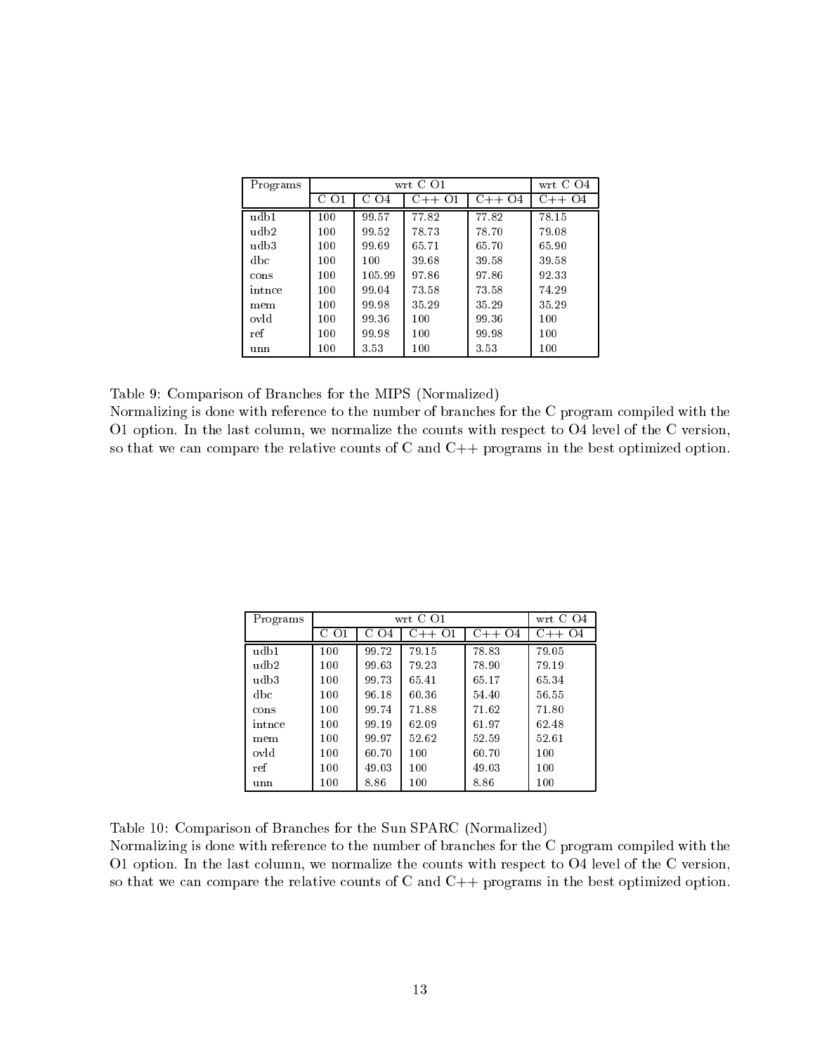| Programs | wrt C O1 | | | | wrt C O4 |
|---|---|---|---|---|---|
| | C O1 | C O4 | C++ O1 | C++ O4 | C++ O4 |
| udb1 | 100 | 99.57 | 77.82 | 77.82 | 78.15 |
| udb2 | 100 | 99.52 | 78.73 | 78.70 | 79.08 |
| udb3 | 100 | 99.69 | 65.71 | 65.70 | 65.90 |
| dbc | 100 | 100 | 39.68 | 39.58 | 39.58 |
| cons | 100 | 105.99 | 97.86 | 97.86 | 92.33 |
| intnce | 100 | 99.04 | 73.58 | 73.58 | 74.29 |
| mem | 100 | 99.98 | 35.29 | 35.29 | 35.29 |
| ovld | 100 | 99.36 | 100 | 99.36 | 100 |
| ref | 100 | 99.98 | 100 | 99.98 | 100 |
| unn | 100 | 3.53 | 100 | 3.53 | 100 |

Table 9: Comparison of Branches for the MIPS (Normalized)
Normalizing is done with reference to the number of branches for the C program compiled with the O1 option. In the last column, we normalize the counts with respect to O4 level of the C version, so that we can compare the relative counts of C and C++ programs in the best optimized option.

| Programs | wrt C O1 | | | | wrt C O4 |
|---|---|---|---|---|---|
| | C O1 | C O4 | C++ O1 | C++ O4 | C++ O4 |
| udb1 | 100 | 99.72 | 79.15 | 78.83 | 79.05 |
| udb2 | 100 | 99.63 | 79.23 | 78.90 | 79.19 |
| udb3 | 100 | 99.73 | 65.41 | 65.17 | 65.34 |
| dbc | 100 | 96.18 | 60.36 | 54.40 | 56.55 |
| cons | 100 | 99.74 | 71.88 | 71.62 | 71.80 |
| intnce | 100 | 99.19 | 62.09 | 61.97 | 62.48 |
| mem | 100 | 99.97 | 52.62 | 52.59 | 52.61 |
| ovld | 100 | 60.70 | 100 | 60.70 | 100 |
| ref | 100 | 49.03 | 100 | 49.03 | 100 |
| unn | 100 | 8.86 | 100 | 8.86 | 100 |

Table 10: Comparison of Branches for the Sun SPARC (Normalized)
Normalizing is done with reference to the number of branches for the C program compiled with the O1 option. In the last column, we normalize the counts with respect to O4 level of the C version, so that we can compare the relative counts of C and C++ programs in the best optimized option.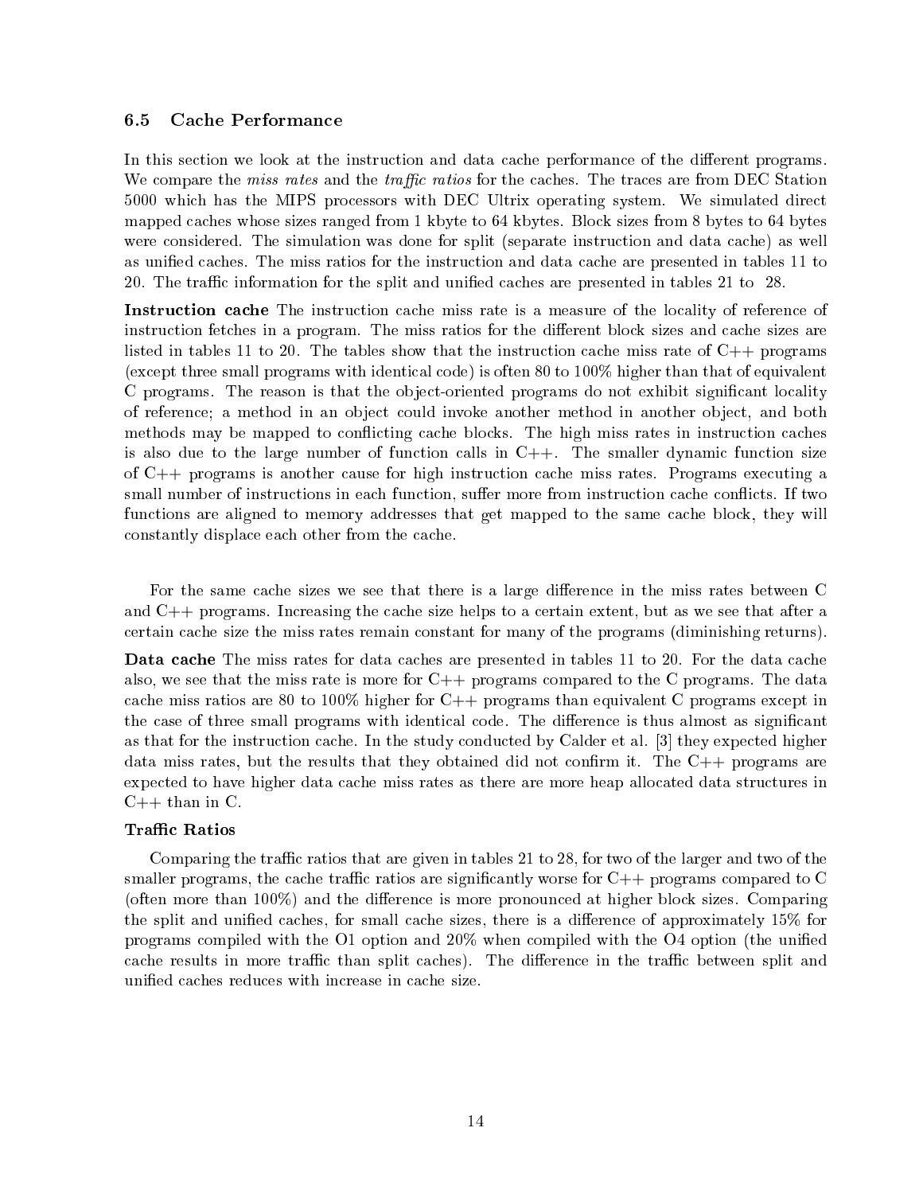### 6.5 Cache Performance

In this section we look at the instruction and data cache performance of the different programs. We compare the *miss rates* and the *traffic ratios* for the caches. The traces are from DEC Station 5000 which has the MIPS processors with DEC Ultrix operating system. We simulated direct mapped caches whose sizes ranged from 1 kbyte to 64 kbytes. Block sizes from 8 bytes to 64 bytes were considered. The simulation was done for split (separate instruction and data cache) as well as unified caches. The miss ratios for the instruction and data cache are presented in tables 11 to 20. The traffic information for the split and unified caches are presented in tables 21 to 28.

**Instruction cache** The instruction cache miss rate is a measure of the locality of reference of instruction fetches in a program. The miss ratios for the different block sizes and cache sizes are listed in tables 11 to 20. The tables show that the instruction cache miss rate of C++ programs (except three small programs with identical code) is often 80 to 100% higher than that of equivalent C programs. The reason is that the object-oriented programs do not exhibit significant locality of reference; a method in an object could invoke another method in another object, and both methods may be mapped to conflicting cache blocks. The high miss rates in instruction caches is also due to the large number of function calls in C++. The smaller dynamic function size of C++ programs is another cause for high instruction cache miss rates. Programs executing a small number of instructions in each function, suffer more from instruction cache conflicts. If two functions are aligned to memory addresses that get mapped to the same cache block, they will constantly displace each other from the cache.

For the same cache sizes we see that there is a large difference in the miss rates between C and C++ programs. Increasing the cache size helps to a certain extent, but as we see that after a certain cache size the miss rates remain constant for many of the programs (diminishing returns).

**Data cache** The miss rates for data caches are presented in tables 11 to 20. For the data cache also, we see that the miss rate is more for C++ programs compared to the C programs. The data cache miss ratios are 80 to 100% higher for C++ programs than equivalent C programs except in the case of three small programs with identical code. The difference is thus almost as significant as that for the instruction cache. In the study conducted by Calder et al. [3] they expected higher data miss rates, but the results that they obtained did not confirm it. The C++ programs are expected to have higher data cache miss rates as there are more heap allocated data structures in C++ than in C.

**Traffic Ratios**

Comparing the traffic ratios that are given in tables 21 to 28, for two of the larger and two of the smaller programs, the cache traffic ratios are significantly worse for C++ programs compared to C (often more than 100%) and the difference is more pronounced at higher block sizes. Comparing the split and unified caches, for small cache sizes, there is a difference of approximately 15% for programs compiled with the O1 option and 20% when compiled with the O4 option (the unified cache results in more traffic than split caches). The difference in the traffic between split and unified caches reduces with increase in cache size.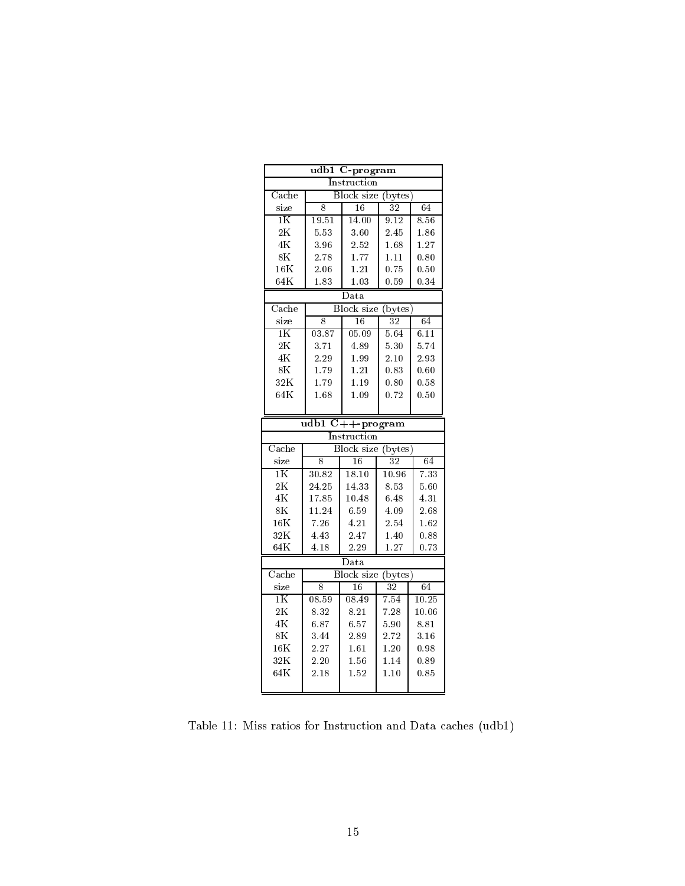| udb1 C-program | | | | |
|---|---|---|---|---|
| Instruction | | | | |
| Cache | Block size (bytes) | | | |
| size | 8 | 16 | 32 | 64 |
| 1K | 19.51 | 14.00 | 9.12 | 8.56 |
| 2K | 5.53 | 3.60 | 2.45 | 1.86 |
| 4K | 3.96 | 2.52 | 1.68 | 1.27 |
| 8K | 2.78 | 1.77 | 1.11 | 0.80 |
| 16K | 2.06 | 1.21 | 0.75 | 0.50 |
| 64K | 1.83 | 1.03 | 0.59 | 0.34 |
| Data | | | | |
| Cache | Block size (bytes) | | | |
| size | 8 | 16 | 32 | 64 |
| 1K | 03.87 | 05.09 | 5.64 | 6.11 |
| 2K | 3.71 | 4.89 | 5.30 | 5.74 |
| 4K | 2.29 | 1.99 | 2.10 | 2.93 |
| 8K | 1.79 | 1.21 | 0.83 | 0.60 |
| 32K | 1.79 | 1.19 | 0.80 | 0.58 |
| 64K | 1.68 | 1.09 | 0.72 | 0.50 |

| udb1 C++-program | | | | |
|---|---|---|---|---|
| Instruction | | | | |
| Cache | Block size (bytes) | | | |
| size | 8 | 16 | 32 | 64 |
| 1K | 30.82 | 18.10 | 10.96 | 7.33 |
| 2K | 24.25 | 14.33 | 8.53 | 5.60 |
| 4K | 17.85 | 10.48 | 6.48 | 4.31 |
| 8K | 11.24 | 6.59 | 4.09 | 2.68 |
| 16K | 7.26 | 4.21 | 2.54 | 1.62 |
| 32K | 4.43 | 2.47 | 1.40 | 0.88 |
| 64K | 4.18 | 2.29 | 1.27 | 0.73 |
| Data | | | | |
| Cache | Block size (bytes) | | | |
| size | 8 | 16 | 32 | 64 |
| 1K | 08.59 | 08.49 | 7.54 | 10.25 |
| 2K | 8.32 | 8.21 | 7.28 | 10.06 |
| 4K | 6.87 | 6.57 | 5.90 | 8.81 |
| 8K | 3.44 | 2.89 | 2.72 | 3.16 |
| 16K | 2.27 | 1.61 | 1.20 | 0.98 |
| 32K | 2.20 | 1.56 | 1.14 | 0.89 |
| 64K | 2.18 | 1.52 | 1.10 | 0.85 |

Table 11: Miss ratios for Instruction and Data caches (udb1)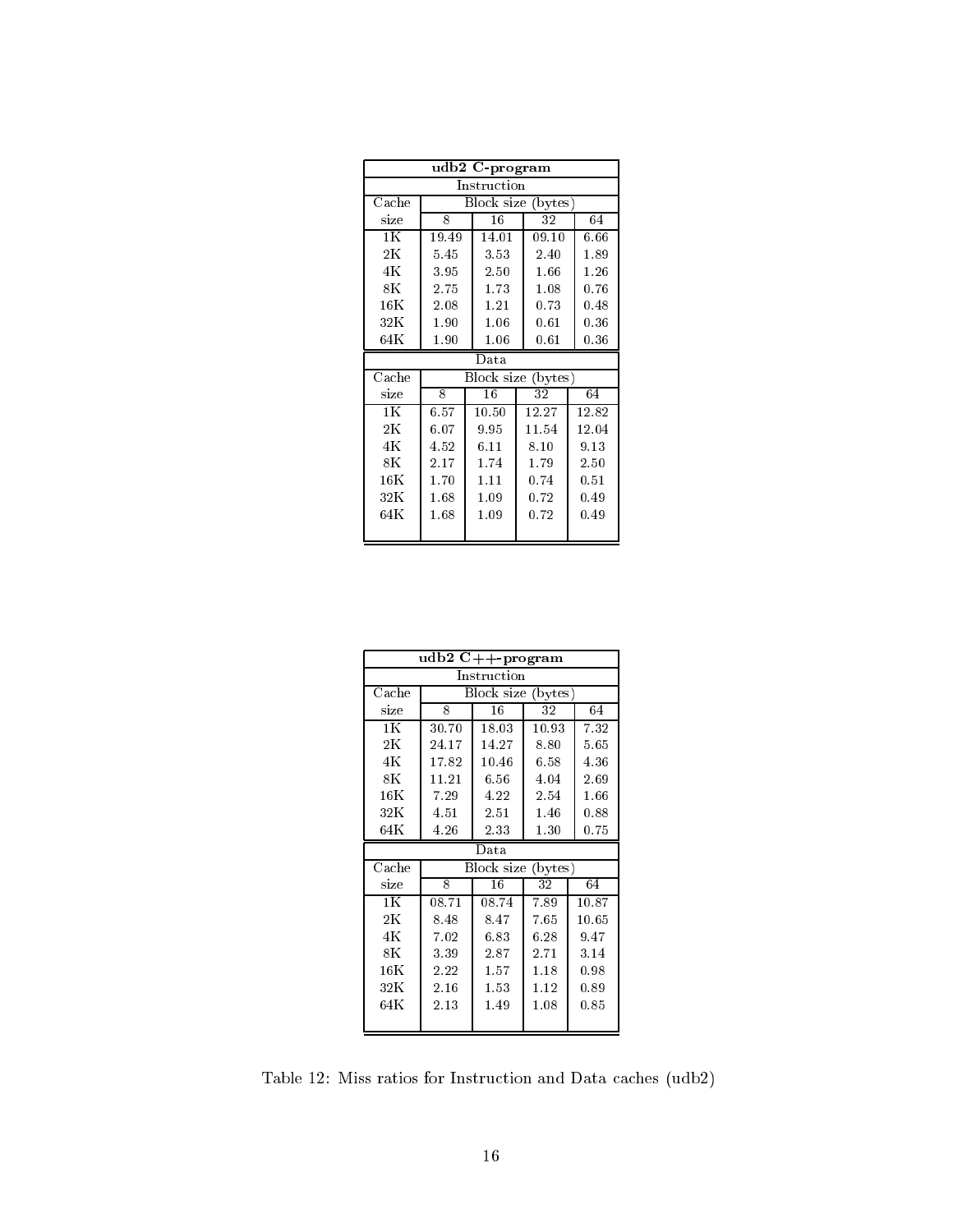| udb2 C-program | | | | |
|---|---|---|---|---|
| Instruction | | | | |
| Cache | Block size (bytes) | | | |
| size | 8 | 16 | 32 | 64 |
| 1K | 19.49 | 14.01 | 09.10 | 6.66 |
| 2K | 5.45 | 3.53 | 2.40 | 1.89 |
| 4K | 3.95 | 2.50 | 1.66 | 1.26 |
| 8K | 2.75 | 1.73 | 1.08 | 0.76 |
| 16K | 2.08 | 1.21 | 0.73 | 0.48 |
| 32K | 1.90 | 1.06 | 0.61 | 0.36 |
| 64K | 1.90 | 1.06 | 0.61 | 0.36 |
| Data | | | | |
| Cache | Block size (bytes) | | | |
| size | 8 | 16 | 32 | 64 |
| 1K | 6.57 | 10.50 | 12.27 | 12.82 |
| 2K | 6.07 | 9.95 | 11.54 | 12.04 |
| 4K | 4.52 | 6.11 | 8.10 | 9.13 |
| 8K | 2.17 | 1.74 | 1.79 | 2.50 |
| 16K | 1.70 | 1.11 | 0.74 | 0.51 |
| 32K | 1.68 | 1.09 | 0.72 | 0.49 |
| 64K | 1.68 | 1.09 | 0.72 | 0.49 |

| udb2 C++-program | | | | |
|---|---|---|---|---|
| Instruction | | | | |
| Cache | Block size (bytes) | | | |
| size | 8 | 16 | 32 | 64 |
| 1K | 30.70 | 18.03 | 10.93 | 7.32 |
| 2K | 24.17 | 14.27 | 8.80 | 5.65 |
| 4K | 17.82 | 10.46 | 6.58 | 4.36 |
| 8K | 11.21 | 6.56 | 4.04 | 2.69 |
| 16K | 7.29 | 4.22 | 2.54 | 1.66 |
| 32K | 4.51 | 2.51 | 1.46 | 0.88 |
| 64K | 4.26 | 2.33 | 1.30 | 0.75 |
| Data | | | | |
| Cache | Block size (bytes) | | | |
| size | 8 | 16 | 32 | 64 |
| 1K | 08.71 | 08.74 | 7.89 | 10.87 |
| 2K | 8.48 | 8.47 | 7.65 | 10.65 |
| 4K | 7.02 | 6.83 | 6.28 | 9.47 |
| 8K | 3.39 | 2.87 | 2.71 | 3.14 |
| 16K | 2.22 | 1.57 | 1.18 | 0.98 |
| 32K | 2.16 | 1.53 | 1.12 | 0.89 |
| 64K | 2.13 | 1.49 | 1.08 | 0.85 |

Table 12: Miss ratios for Instruction and Data caches (udb2)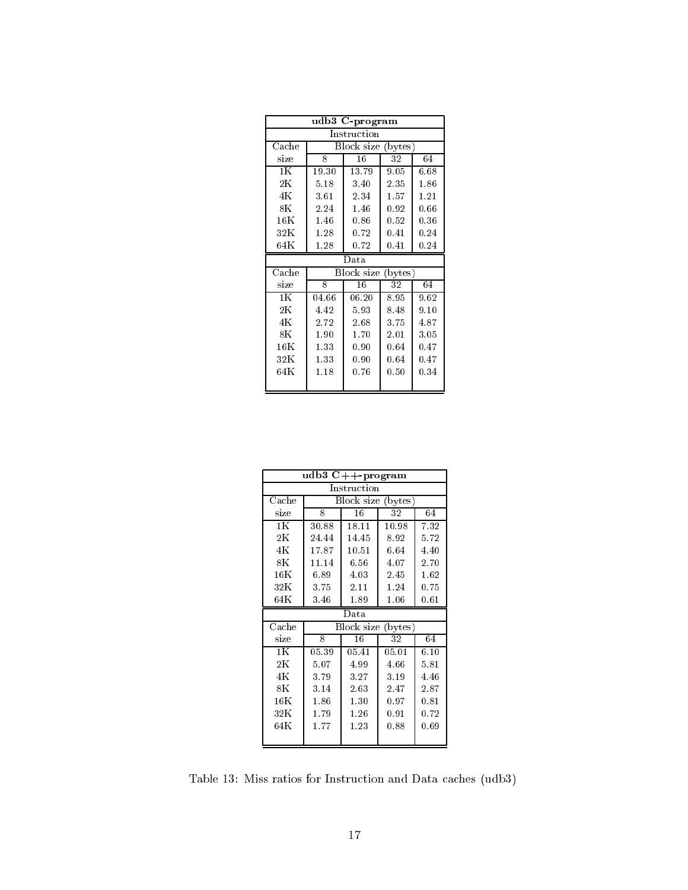| udb3 C-program | | | | |
|---|---|---|---|---|
| Instruction | | | | |
| Cache size | Block size (bytes) | | | |
| | 8 | 16 | 32 | 64 |
| 1K | 19.30 | 13.79 | 9.05 | 6.68 |
| 2K | 5.18 | 3.40 | 2.35 | 1.86 |
| 4K | 3.61 | 2.34 | 1.57 | 1.21 |
| 8K | 2.24 | 1.46 | 0.92 | 0.66 |
| 16K | 1.46 | 0.86 | 0.52 | 0.36 |
| 32K | 1.28 | 0.72 | 0.41 | 0.24 |
| 64K | 1.28 | 0.72 | 0.41 | 0.24 |
| Data | | | | |
| Cache size | Block size (bytes) | | | |
| | 8 | 16 | 32 | 64 |
| 1K | 04.66 | 06.20 | 8.95 | 9.62 |
| 2K | 4.42 | 5.93 | 8.48 | 9.10 |
| 4K | 2.72 | 2.68 | 3.75 | 4.87 |
| 8K | 1.90 | 1.70 | 2.01 | 3.05 |
| 16K | 1.33 | 0.90 | 0.64 | 0.47 |
| 32K | 1.33 | 0.90 | 0.64 | 0.47 |
| 64K | 1.18 | 0.76 | 0.50 | 0.34 |

| udb3 C++-program | | | | |
|---|---|---|---|---|
| Instruction | | | | |
| Cache size | Block size (bytes) | | | |
| | 8 | 16 | 32 | 64 |
| 1K | 30.88 | 18.11 | 10.98 | 7.32 |
| 2K | 24.44 | 14.45 | 8.92 | 5.72 |
| 4K | 17.87 | 10.51 | 6.64 | 4.40 |
| 8K | 11.14 | 6.56 | 4.07 | 2.70 |
| 16K | 6.89 | 4.03 | 2.45 | 1.62 |
| 32K | 3.75 | 2.11 | 1.24 | 0.75 |
| 64K | 3.46 | 1.89 | 1.06 | 0.61 |
| Data | | | | |
| Cache size | Block size (bytes) | | | |
| | 8 | 16 | 32 | 64 |
| 1K | 05.39 | 05.41 | 05.01 | 6.10 |
| 2K | 5.07 | 4.99 | 4.66 | 5.81 |
| 4K | 3.79 | 3.27 | 3.19 | 4.46 |
| 8K | 3.14 | 2.63 | 2.47 | 2.87 |
| 16K | 1.86 | 1.30 | 0.97 | 0.81 |
| 32K | 1.79 | 1.26 | 0.91 | 0.72 |
| 64K | 1.77 | 1.23 | 0.88 | 0.69 |

Table 13: Miss ratios for Instruction and Data caches (udb3)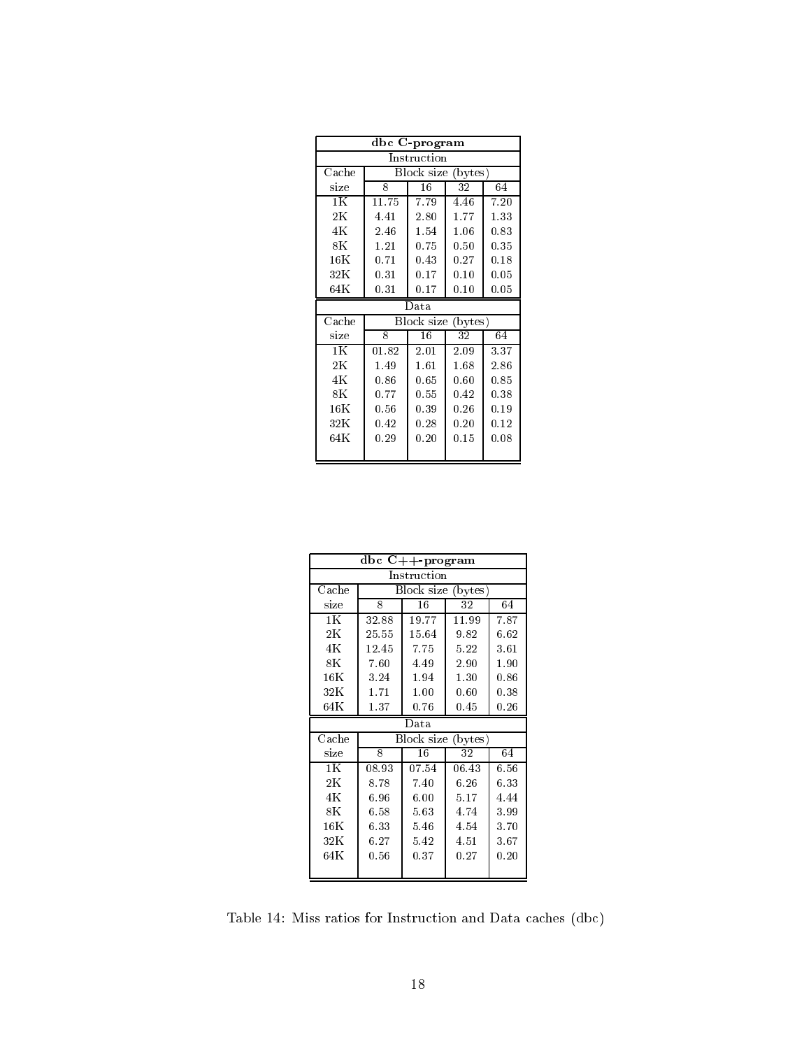| dbc C-program | | | | |
|---|---|---|---|---|
| Instruction | | | | |
| Cache size | Block size (bytes) | | | |
| | 8 | 16 | 32 | 64 |
| 1K | 11.75 | 7.79 | 4.46 | 7.20 |
| 2K | 4.41 | 2.80 | 1.77 | 1.33 |
| 4K | 2.46 | 1.54 | 1.06 | 0.83 |
| 8K | 1.21 | 0.75 | 0.50 | 0.35 |
| 16K | 0.71 | 0.43 | 0.27 | 0.18 |
| 32K | 0.31 | 0.17 | 0.10 | 0.05 |
| 64K | 0.31 | 0.17 | 0.10 | 0.05 |
| Data | | | | |
| Cache size | Block size (bytes) | | | |
| | 8 | 16 | 32 | 64 |
| 1K | 01.82 | 2.01 | 2.09 | 3.37 |
| 2K | 1.49 | 1.61 | 1.68 | 2.86 |
| 4K | 0.86 | 0.65 | 0.60 | 0.85 |
| 8K | 0.77 | 0.55 | 0.42 | 0.38 |
| 16K | 0.56 | 0.39 | 0.26 | 0.19 |
| 32K | 0.42 | 0.28 | 0.20 | 0.12 |
| 64K | 0.29 | 0.20 | 0.15 | 0.08 |

| dbc C++-program | | | | |
|---|---|---|---|---|
| Instruction | | | | |
| Cache size | Block size (bytes) | | | |
| | 8 | 16 | 32 | 64 |
| 1K | 32.88 | 19.77 | 11.99 | 7.87 |
| 2K | 25.55 | 15.64 | 9.82 | 6.62 |
| 4K | 12.45 | 7.75 | 5.22 | 3.61 |
| 8K | 7.60 | 4.49 | 2.90 | 1.90 |
| 16K | 3.24 | 1.94 | 1.30 | 0.86 |
| 32K | 1.71 | 1.00 | 0.60 | 0.38 |
| 64K | 1.37 | 0.76 | 0.45 | 0.26 |
| Data | | | | |
| Cache size | Block size (bytes) | | | |
| | 8 | 16 | 32 | 64 |
| 1K | 08.93 | 07.54 | 06.43 | 6.56 |
| 2K | 8.78 | 7.40 | 6.26 | 6.33 |
| 4K | 6.96 | 6.00 | 5.17 | 4.44 |
| 8K | 6.58 | 5.63 | 4.74 | 3.99 |
| 16K | 6.33 | 5.46 | 4.54 | 3.70 |
| 32K | 6.27 | 5.42 | 4.51 | 3.67 |
| 64K | 0.56 | 0.37 | 0.27 | 0.20 |

Table 14: Miss ratios for Instruction and Data caches (dbc)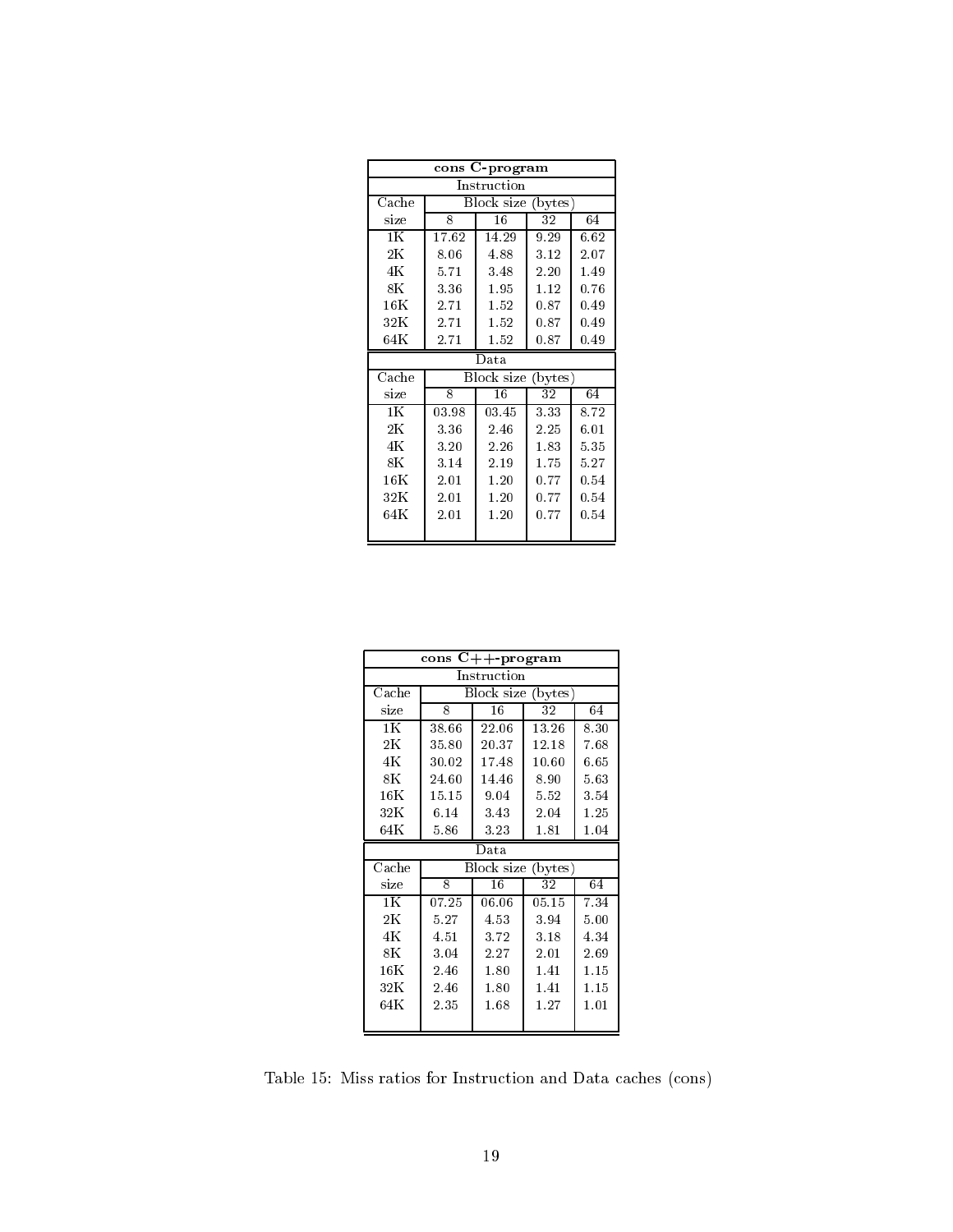| **cons C-program** | | | | |
|---|---|---|---|---|
| Instruction | | | | |
| Cache size | Block size (bytes) | | | |
| | 8 | 16 | 32 | 64 |
| 1K | 17.62 | 14.29 | 9.29 | 6.62 |
| 2K | 8.06 | 4.88 | 3.12 | 2.07 |
| 4K | 5.71 | 3.48 | 2.20 | 1.49 |
| 8K | 3.36 | 1.95 | 1.12 | 0.76 |
| 16K | 2.71 | 1.52 | 0.87 | 0.49 |
| 32K | 2.71 | 1.52 | 0.87 | 0.49 |
| 64K | 2.71 | 1.52 | 0.87 | 0.49 |
| Data | | | | |
| Cache size | Block size (bytes) | | | |
| | 8 | 16 | 32 | 64 |
| 1K | 03.98 | 03.45 | 3.33 | 8.72 |
| 2K | 3.36 | 2.46 | 2.25 | 6.01 |
| 4K | 3.20 | 2.26 | 1.83 | 5.35 |
| 8K | 3.14 | 2.19 | 1.75 | 5.27 |
| 16K | 2.01 | 1.20 | 0.77 | 0.54 |
| 32K | 2.01 | 1.20 | 0.77 | 0.54 |
| 64K | 2.01 | 1.20 | 0.77 | 0.54 |

| **cons C++-program** | | | | |
|---|---|---|---|---|
| Instruction | | | | |
| Cache size | Block size (bytes) | | | |
| | 8 | 16 | 32 | 64 |
| 1K | 38.66 | 22.06 | 13.26 | 8.30 |
| 2K | 35.80 | 20.37 | 12.18 | 7.68 |
| 4K | 30.02 | 17.48 | 10.60 | 6.65 |
| 8K | 24.60 | 14.46 | 8.90 | 5.63 |
| 16K | 15.15 | 9.04 | 5.52 | 3.54 |
| 32K | 6.14 | 3.43 | 2.04 | 1.25 |
| 64K | 5.86 | 3.23 | 1.81 | 1.04 |
| Data | | | | |
| Cache size | Block size (bytes) | | | |
| | 8 | 16 | 32 | 64 |
| 1K | 07.25 | 06.06 | 05.15 | 7.34 |
| 2K | 5.27 | 4.53 | 3.94 | 5.00 |
| 4K | 4.51 | 3.72 | 3.18 | 4.34 |
| 8K | 3.04 | 2.27 | 2.01 | 2.69 |
| 16K | 2.46 | 1.80 | 1.41 | 1.15 |
| 32K | 2.46 | 1.80 | 1.41 | 1.15 |
| 64K | 2.35 | 1.68 | 1.27 | 1.01 |

Table 15: Miss ratios for Instruction and Data caches (cons)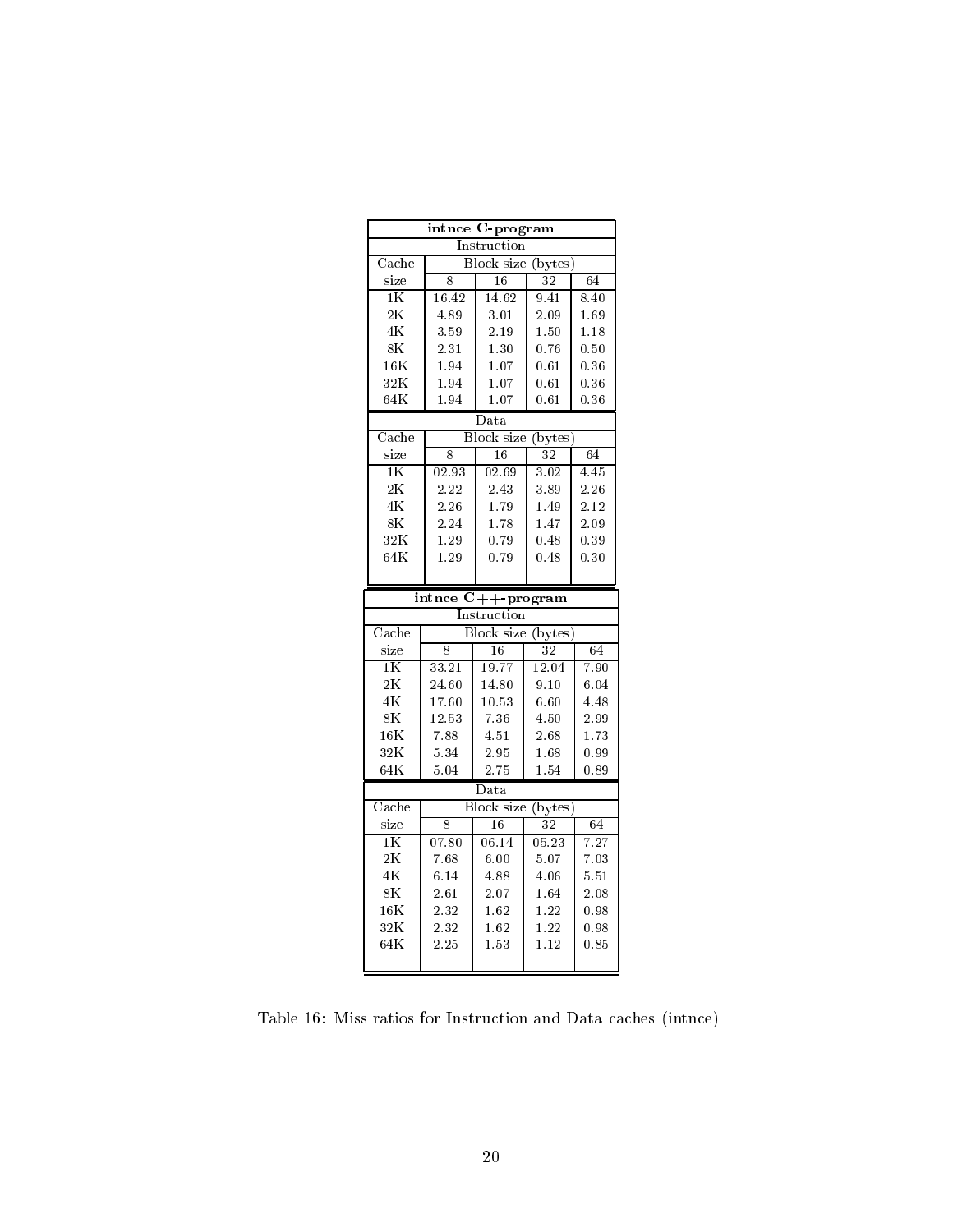| intnce C-program | | | | |
|---|---|---|---|---|
| Instruction | | | | |
| Cache size | Block size (bytes) | | | |
| | 8 | 16 | 32 | 64 |
| 1K | 16.42 | 14.62 | 9.41 | 8.40 |
| 2K | 4.89 | 3.01 | 2.09 | 1.69 |
| 4K | 3.59 | 2.19 | 1.50 | 1.18 |
| 8K | 2.31 | 1.30 | 0.76 | 0.50 |
| 16K | 1.94 | 1.07 | 0.61 | 0.36 |
| 32K | 1.94 | 1.07 | 0.61 | 0.36 |
| 64K | 1.94 | 1.07 | 0.61 | 0.36 |
| Data | | | | |
| Cache size | Block size (bytes) | | | |
| | 8 | 16 | 32 | 64 |
| 1K | 02.93 | 02.69 | 3.02 | 4.45 |
| 2K | 2.22 | 2.43 | 3.89 | 2.26 |
| 4K | 2.26 | 1.79 | 1.49 | 2.12 |
| 8K | 2.24 | 1.78 | 1.47 | 2.09 |
| 32K | 1.29 | 0.79 | 0.48 | 0.39 |
| 64K | 1.29 | 0.79 | 0.48 | 0.30 |

| intnce C++-program | | | | |
|---|---|---|---|---|
| Instruction | | | | |
| Cache size | Block size (bytes) | | | |
| | 8 | 16 | 32 | 64 |
| 1K | 33.21 | 19.77 | 12.04 | 7.90 |
| 2K | 24.60 | 14.80 | 9.10 | 6.04 |
| 4K | 17.60 | 10.53 | 6.60 | 4.48 |
| 8K | 12.53 | 7.36 | 4.50 | 2.99 |
| 16K | 7.88 | 4.51 | 2.68 | 1.73 |
| 32K | 5.34 | 2.95 | 1.68 | 0.99 |
| 64K | 5.04 | 2.75 | 1.54 | 0.89 |
| Data | | | | |
| Cache size | Block size (bytes) | | | |
| | 8 | 16 | 32 | 64 |
| 1K | 07.80 | 06.14 | 05.23 | 7.27 |
| 2K | 7.68 | 6.00 | 5.07 | 7.03 |
| 4K | 6.14 | 4.88 | 4.06 | 5.51 |
| 8K | 2.61 | 2.07 | 1.64 | 2.08 |
| 16K | 2.32 | 1.62 | 1.22 | 0.98 |
| 32K | 2.32 | 1.62 | 1.22 | 0.98 |
| 64K | 2.25 | 1.53 | 1.12 | 0.85 |

Table 16: Miss ratios for Instruction and Data caches (intnce)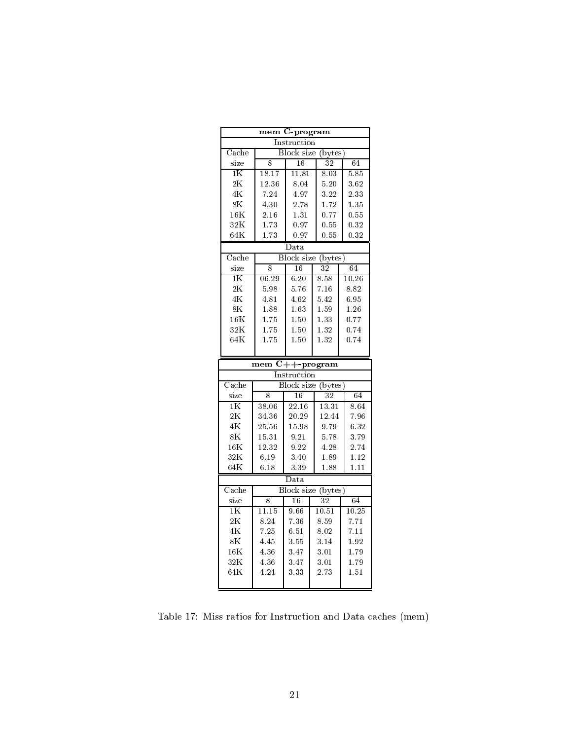| **mem C-program** | | | | |
|---|---|---|---|---|
| Instruction | | | | |
| Cache | Block size (bytes) | | | |
| size | 8 | 16 | 32 | 64 |
| 1K | 18.17 | 11.81 | 8.03 | 5.85 |
| 2K | 12.36 | 8.04 | 5.20 | 3.62 |
| 4K | 7.24 | 4.97 | 3.22 | 2.33 |
| 8K | 4.30 | 2.78 | 1.72 | 1.35 |
| 16K | 2.16 | 1.31 | 0.77 | 0.55 |
| 32K | 1.73 | 0.97 | 0.55 | 0.32 |
| 64K | 1.73 | 0.97 | 0.55 | 0.32 |
| Data | | | | |
| Cache | Block size (bytes) | | | |
| size | 8 | 16 | 32 | 64 |
| 1K | 06.29 | 6.20 | 8.58 | 10.26 |
| 2K | 5.98 | 5.76 | 7.16 | 8.82 |
| 4K | 4.81 | 4.62 | 5.42 | 6.95 |
| 8K | 1.88 | 1.63 | 1.59 | 1.26 |
| 16K | 1.75 | 1.50 | 1.33 | 0.77 |
| 32K | 1.75 | 1.50 | 1.32 | 0.74 |
| 64K | 1.75 | 1.50 | 1.32 | 0.74 |

| **mem C++-program** | | | | |
|---|---|---|---|---|
| Instruction | | | | |
| Cache | Block size (bytes) | | | |
| size | 8 | 16 | 32 | 64 |
| 1K | 38.06 | 22.16 | 13.31 | 8.64 |
| 2K | 34.36 | 20.29 | 12.44 | 7.96 |
| 4K | 25.56 | 15.98 | 9.79 | 6.32 |
| 8K | 15.31 | 9.21 | 5.78 | 3.79 |
| 16K | 12.32 | 9.22 | 4.28 | 2.74 |
| 32K | 6.19 | 3.40 | 1.89 | 1.12 |
| 64K | 6.18 | 3.39 | 1.88 | 1.11 |
| Data | | | | |
| Cache | Block size (bytes) | | | |
| size | 8 | 16 | 32 | 64 |
| 1K | 11.15 | 9.66 | 10.51 | 10.25 |
| 2K | 8.24 | 7.36 | 8.59 | 7.71 |
| 4K | 7.25 | 6.51 | 8.02 | 7.11 |
| 8K | 4.45 | 3.55 | 3.14 | 1.92 |
| 16K | 4.36 | 3.47 | 3.01 | 1.79 |
| 32K | 4.36 | 3.47 | 3.01 | 1.79 |
| 64K | 4.24 | 3.33 | 2.73 | 1.51 |

Table 17: Miss ratios for Instruction and Data caches (mem)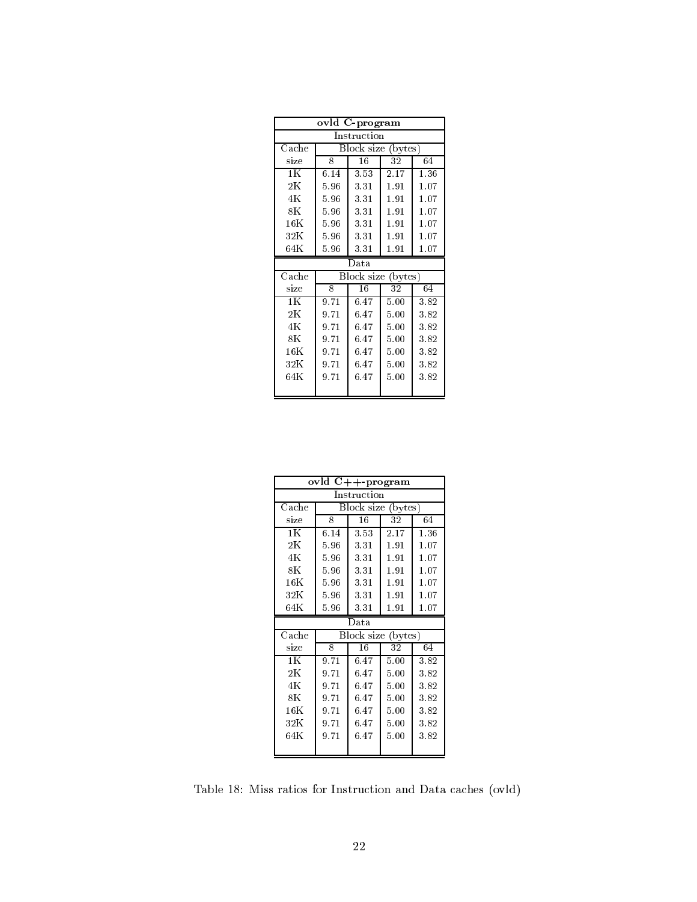| **ovld C-program** | | | | |
|---|---|---|---|---|
| Instruction | | | | |
| Cache | Block size (bytes) | | | |
| size | 8 | 16 | 32 | 64 |
| 1K | 6.14 | 3.53 | 2.17 | 1.36 |
| 2K | 5.96 | 3.31 | 1.91 | 1.07 |
| 4K | 5.96 | 3.31 | 1.91 | 1.07 |
| 8K | 5.96 | 3.31 | 1.91 | 1.07 |
| 16K | 5.96 | 3.31 | 1.91 | 1.07 |
| 32K | 5.96 | 3.31 | 1.91 | 1.07 |
| 64K | 5.96 | 3.31 | 1.91 | 1.07 |
| Data | | | | |
| Cache | Block size (bytes) | | | |
| size | 8 | 16 | 32 | 64 |
| 1K | 9.71 | 6.47 | 5.00 | 3.82 |
| 2K | 9.71 | 6.47 | 5.00 | 3.82 |
| 4K | 9.71 | 6.47 | 5.00 | 3.82 |
| 8K | 9.71 | 6.47 | 5.00 | 3.82 |
| 16K | 9.71 | 6.47 | 5.00 | 3.82 |
| 32K | 9.71 | 6.47 | 5.00 | 3.82 |
| 64K | 9.71 | 6.47 | 5.00 | 3.82 |

| **ovld C++-program** | | | | |
|---|---|---|---|---|
| Instruction | | | | |
| Cache | Block size (bytes) | | | |
| size | 8 | 16 | 32 | 64 |
| 1K | 6.14 | 3.53 | 2.17 | 1.36 |
| 2K | 5.96 | 3.31 | 1.91 | 1.07 |
| 4K | 5.96 | 3.31 | 1.91 | 1.07 |
| 8K | 5.96 | 3.31 | 1.91 | 1.07 |
| 16K | 5.96 | 3.31 | 1.91 | 1.07 |
| 32K | 5.96 | 3.31 | 1.91 | 1.07 |
| 64K | 5.96 | 3.31 | 1.91 | 1.07 |
| Data | | | | |
| Cache | Block size (bytes) | | | |
| size | 8 | 16 | 32 | 64 |
| 1K | 9.71 | 6.47 | 5.00 | 3.82 |
| 2K | 9.71 | 6.47 | 5.00 | 3.82 |
| 4K | 9.71 | 6.47 | 5.00 | 3.82 |
| 8K | 9.71 | 6.47 | 5.00 | 3.82 |
| 16K | 9.71 | 6.47 | 5.00 | 3.82 |
| 32K | 9.71 | 6.47 | 5.00 | 3.82 |
| 64K | 9.71 | 6.47 | 5.00 | 3.82 |

Table 18: Miss ratios for Instruction and Data caches (ovld)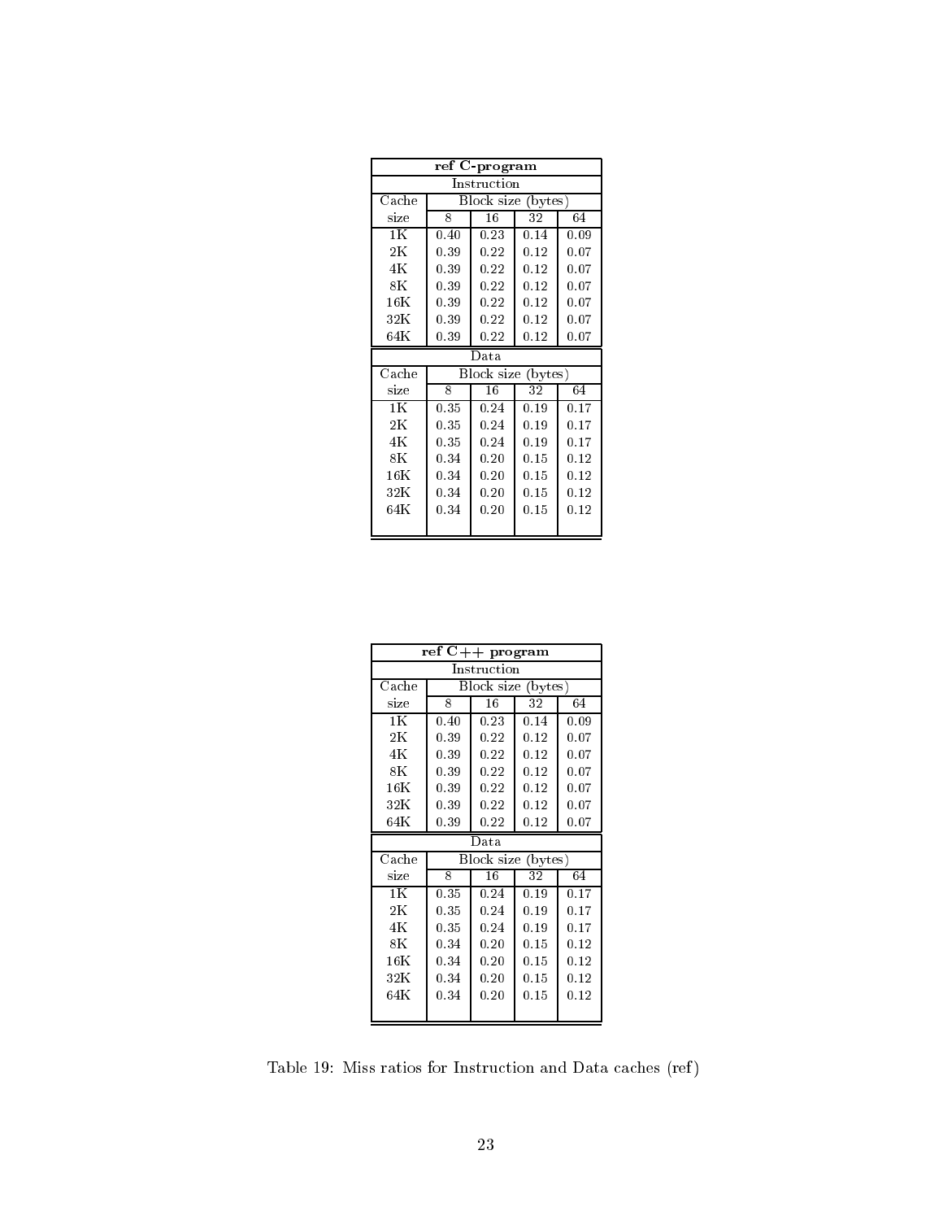| **ref C-program** | | | | |
|---|---|---|---|---|
| Instruction | | | | |
| Cache | Block size (bytes) | | | |
| size | 8 | 16 | 32 | 64 |
| 1K | 0.40 | 0.23 | 0.14 | 0.09 |
| 2K | 0.39 | 0.22 | 0.12 | 0.07 |
| 4K | 0.39 | 0.22 | 0.12 | 0.07 |
| 8K | 0.39 | 0.22 | 0.12 | 0.07 |
| 16K | 0.39 | 0.22 | 0.12 | 0.07 |
| 32K | 0.39 | 0.22 | 0.12 | 0.07 |
| 64K | 0.39 | 0.22 | 0.12 | 0.07 |
| Data | | | | |
| Cache | Block size (bytes) | | | |
| size | 8 | 16 | 32 | 64 |
| 1K | 0.35 | 0.24 | 0.19 | 0.17 |
| 2K | 0.35 | 0.24 | 0.19 | 0.17 |
| 4K | 0.35 | 0.24 | 0.19 | 0.17 |
| 8K | 0.34 | 0.20 | 0.15 | 0.12 |
| 16K | 0.34 | 0.20 | 0.15 | 0.12 |
| 32K | 0.34 | 0.20 | 0.15 | 0.12 |
| 64K | 0.34 | 0.20 | 0.15 | 0.12 |

| **ref C++ program** | | | | |
|---|---|---|---|---|
| Instruction | | | | |
| Cache | Block size (bytes) | | | |
| size | 8 | 16 | 32 | 64 |
| 1K | 0.40 | 0.23 | 0.14 | 0.09 |
| 2K | 0.39 | 0.22 | 0.12 | 0.07 |
| 4K | 0.39 | 0.22 | 0.12 | 0.07 |
| 8K | 0.39 | 0.22 | 0.12 | 0.07 |
| 16K | 0.39 | 0.22 | 0.12 | 0.07 |
| 32K | 0.39 | 0.22 | 0.12 | 0.07 |
| 64K | 0.39 | 0.22 | 0.12 | 0.07 |
| Data | | | | |
| Cache | Block size (bytes) | | | |
| size | 8 | 16 | 32 | 64 |
| 1K | 0.35 | 0.24 | 0.19 | 0.17 |
| 2K | 0.35 | 0.24 | 0.19 | 0.17 |
| 4K | 0.35 | 0.24 | 0.19 | 0.17 |
| 8K | 0.34 | 0.20 | 0.15 | 0.12 |
| 16K | 0.34 | 0.20 | 0.15 | 0.12 |
| 32K | 0.34 | 0.20 | 0.15 | 0.12 |
| 64K | 0.34 | 0.20 | 0.15 | 0.12 |

Table 19: Miss ratios for Instruction and Data caches (ref)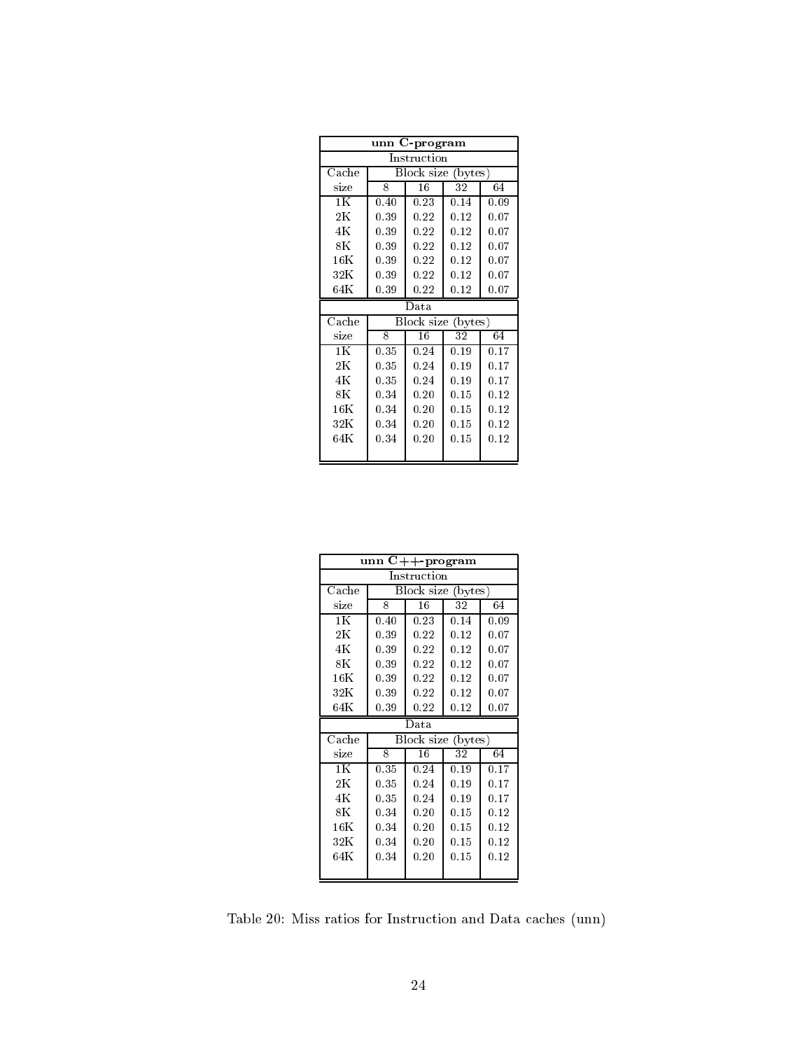| unn C-program | | | | |
|---|---|---|---|---|
| Instruction | | | | |
| Cache | Block size (bytes) | | | |
| size | 8 | 16 | 32 | 64 |
| 1K | 0.40 | 0.23 | 0.14 | 0.09 |
| 2K | 0.39 | 0.22 | 0.12 | 0.07 |
| 4K | 0.39 | 0.22 | 0.12 | 0.07 |
| 8K | 0.39 | 0.22 | 0.12 | 0.07 |
| 16K | 0.39 | 0.22 | 0.12 | 0.07 |
| 32K | 0.39 | 0.22 | 0.12 | 0.07 |
| 64K | 0.39 | 0.22 | 0.12 | 0.07 |
| Data | | | | |
| Cache | Block size (bytes) | | | |
| size | 8 | 16 | 32 | 64 |
| 1K | 0.35 | 0.24 | 0.19 | 0.17 |
| 2K | 0.35 | 0.24 | 0.19 | 0.17 |
| 4K | 0.35 | 0.24 | 0.19 | 0.17 |
| 8K | 0.34 | 0.20 | 0.15 | 0.12 |
| 16K | 0.34 | 0.20 | 0.15 | 0.12 |
| 32K | 0.34 | 0.20 | 0.15 | 0.12 |
| 64K | 0.34 | 0.20 | 0.15 | 0.12 |

| unn C++-program | | | | |
|---|---|---|---|---|
| Instruction | | | | |
| Cache | Block size (bytes) | | | |
| size | 8 | 16 | 32 | 64 |
| 1K | 0.40 | 0.23 | 0.14 | 0.09 |
| 2K | 0.39 | 0.22 | 0.12 | 0.07 |
| 4K | 0.39 | 0.22 | 0.12 | 0.07 |
| 8K | 0.39 | 0.22 | 0.12 | 0.07 |
| 16K | 0.39 | 0.22 | 0.12 | 0.07 |
| 32K | 0.39 | 0.22 | 0.12 | 0.07 |
| 64K | 0.39 | 0.22 | 0.12 | 0.07 |
| Data | | | | |
| Cache | Block size (bytes) | | | |
| size | 8 | 16 | 32 | 64 |
| 1K | 0.35 | 0.24 | 0.19 | 0.17 |
| 2K | 0.35 | 0.24 | 0.19 | 0.17 |
| 4K | 0.35 | 0.24 | 0.19 | 0.17 |
| 8K | 0.34 | 0.20 | 0.15 | 0.12 |
| 16K | 0.34 | 0.20 | 0.15 | 0.12 |
| 32K | 0.34 | 0.20 | 0.15 | 0.12 |
| 64K | 0.34 | 0.20 | 0.15 | 0.12 |

Table 20: Miss ratios for Instruction and Data caches (unn)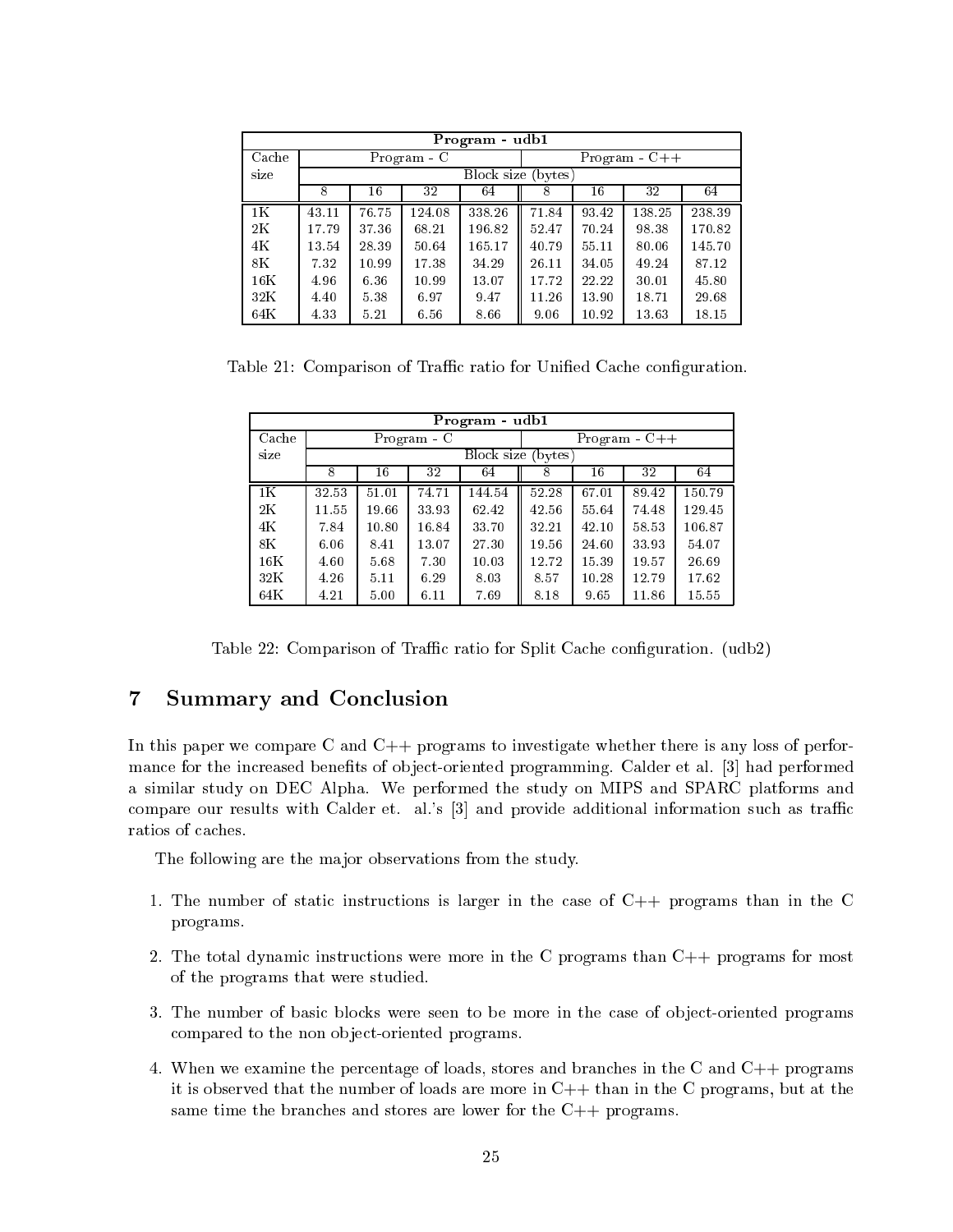| Program - udb1 | | | | | | | | |
|---|---|---|---|---|---|---|---|---|
| Cache size | Program - C | | | | Program - C++ | | | |
| | Block size (bytes) | | | | | | | |
| | 8 | 16 | 32 | 64 | 8 | 16 | 32 | 64 |
| 1K | 43.11 | 76.75 | 124.08 | 338.26 | 71.84 | 93.42 | 138.25 | 238.39 |
| 2K | 17.79 | 37.36 | 68.21 | 196.82 | 52.47 | 70.24 | 98.38 | 170.82 |
| 4K | 13.54 | 28.39 | 50.64 | 165.17 | 40.79 | 55.11 | 80.06 | 145.70 |
| 8K | 7.32 | 10.99 | 17.38 | 34.29 | 26.11 | 34.05 | 49.24 | 87.12 |
| 16K | 4.96 | 6.36 | 10.99 | 13.07 | 17.72 | 22.22 | 30.01 | 45.80 |
| 32K | 4.40 | 5.38 | 6.97 | 9.47 | 11.26 | 13.90 | 18.71 | 29.68 |
| 64K | 4.33 | 5.21 | 6.56 | 8.66 | 9.06 | 10.92 | 13.63 | 18.15 |

Table 21: Comparison of Traffic ratio for Unified Cache configuration.

| Program - udb1 | | | | | | | | |
|---|---|---|---|---|---|---|---|---|
| Cache size | Program - C | | | | Program - C++ | | | |
| | Block size (bytes) | | | | | | | |
| | 8 | 16 | 32 | 64 | 8 | 16 | 32 | 64 |
| 1K | 32.53 | 51.01 | 74.71 | 144.54 | 52.28 | 67.01 | 89.42 | 150.79 |
| 2K | 11.55 | 19.66 | 33.93 | 62.42 | 42.56 | 55.64 | 74.48 | 129.45 |
| 4K | 7.84 | 10.80 | 16.84 | 33.70 | 32.21 | 42.10 | 58.53 | 106.87 |
| 8K | 6.06 | 8.41 | 13.07 | 27.30 | 19.56 | 24.60 | 33.93 | 54.07 |
| 16K | 4.60 | 5.68 | 7.30 | 10.03 | 12.72 | 15.39 | 19.57 | 26.69 |
| 32K | 4.26 | 5.11 | 6.29 | 8.03 | 8.57 | 10.28 | 12.79 | 17.62 |
| 64K | 4.21 | 5.00 | 6.11 | 7.69 | 8.18 | 9.65 | 11.86 | 15.55 |

Table 22: Comparison of Traffic ratio for Split Cache configuration. (udb2)

## 7 Summary and Conclusion

In this paper we compare C and C++ programs to investigate whether there is any loss of performance for the increased benefits of object-oriented programming. Calder et al. [3] had performed a similar study on DEC Alpha. We performed the study on MIPS and SPARC platforms and compare our results with Calder et. al.'s [3] and provide additional information such as traffic ratios of caches.

The following are the major observations from the study.

1. The number of static instructions is larger in the case of C++ programs than in the C programs.

2. The total dynamic instructions were more in the C programs than C++ programs for most of the programs that were studied.

3. The number of basic blocks were seen to be more in the case of object-oriented programs compared to the non object-oriented programs.

4. When we examine the percentage of loads, stores and branches in the C and C++ programs it is observed that the number of loads are more in C++ than in the C programs, but at the same time the branches and stores are lower for the C++ programs.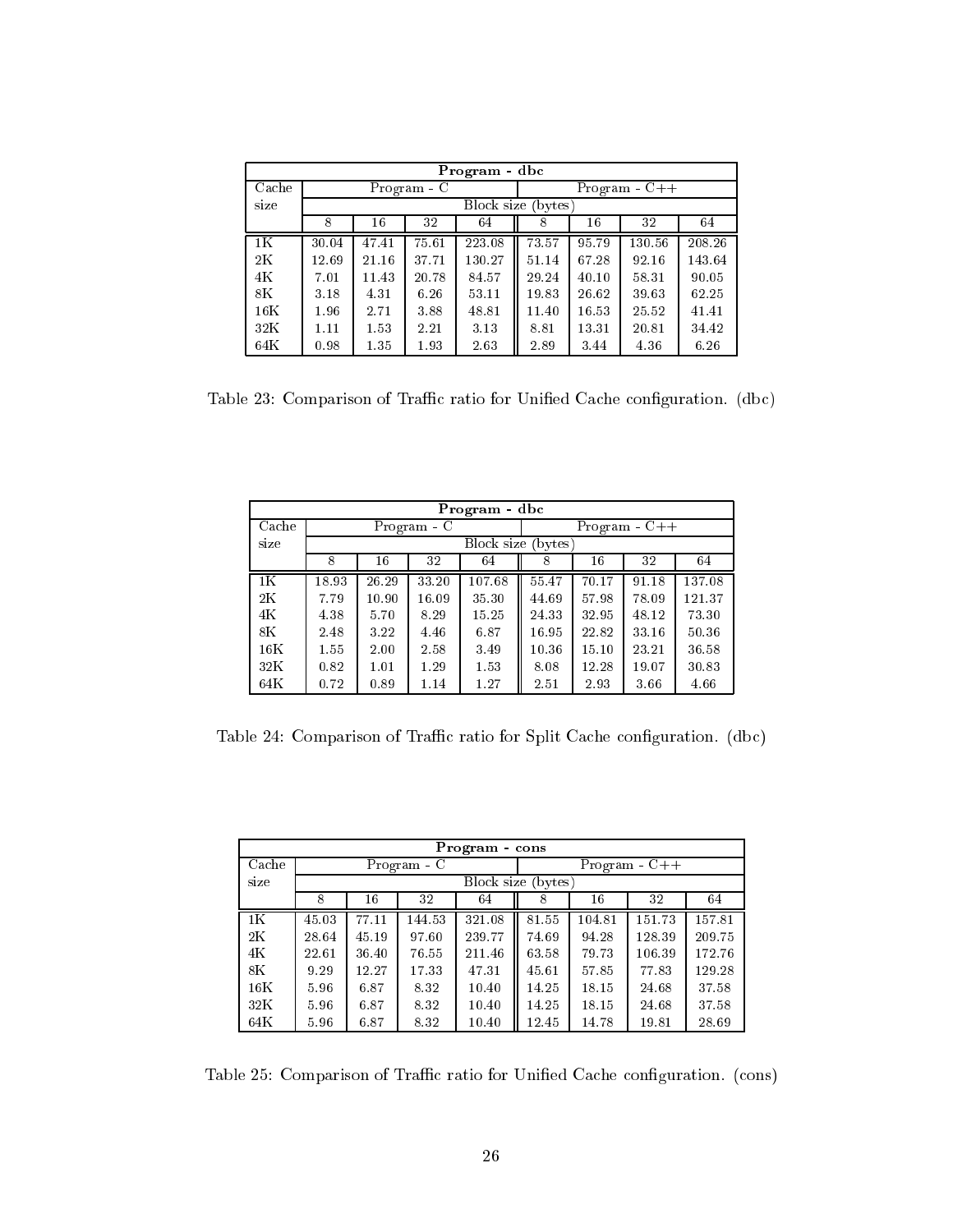| Program - dbc | | | | | | | | |
|---|---|---|---|---|---|---|---|---|
| Cache | Program - C | | | | Program - C++ | | | |
| size | Block size (bytes) | | | | | | | |
| | 8 | 16 | 32 | 64 | 8 | 16 | 32 | 64 |
| 1K | 30.04 | 47.41 | 75.61 | 223.08 | 73.57 | 95.79 | 130.56 | 208.26 |
| 2K | 12.69 | 21.16 | 37.71 | 130.27 | 51.14 | 67.28 | 92.16 | 143.64 |
| 4K | 7.01 | 11.43 | 20.78 | 84.57 | 29.24 | 40.10 | 58.31 | 90.05 |
| 8K | 3.18 | 4.31 | 6.26 | 53.11 | 19.83 | 26.62 | 39.63 | 62.25 |
| 16K | 1.96 | 2.71 | 3.88 | 48.81 | 11.40 | 16.53 | 25.52 | 41.41 |
| 32K | 1.11 | 1.53 | 2.21 | 3.13 | 8.81 | 13.31 | 20.81 | 34.42 |
| 64K | 0.98 | 1.35 | 1.93 | 2.63 | 2.89 | 3.44 | 4.36 | 6.26 |

Table 23: Comparison of Traffic ratio for Unified Cache configuration. (dbc)

| Program - dbc | | | | | | | | |
|---|---|---|---|---|---|---|---|---|
| Cache | Program - C | | | | Program - C++ | | | |
| size | Block size (bytes) | | | | | | | |
| | 8 | 16 | 32 | 64 | 8 | 16 | 32 | 64 |
| 1K | 18.93 | 26.29 | 33.20 | 107.68 | 55.47 | 70.17 | 91.18 | 137.08 |
| 2K | 7.79 | 10.90 | 16.09 | 35.30 | 44.69 | 57.98 | 78.09 | 121.37 |
| 4K | 4.38 | 5.70 | 8.29 | 15.25 | 24.33 | 32.95 | 48.12 | 73.30 |
| 8K | 2.48 | 3.22 | 4.46 | 6.87 | 16.95 | 22.82 | 33.16 | 50.36 |
| 16K | 1.55 | 2.00 | 2.58 | 3.49 | 10.36 | 15.10 | 23.21 | 36.58 |
| 32K | 0.82 | 1.01 | 1.29 | 1.53 | 8.08 | 12.28 | 19.07 | 30.83 |
| 64K | 0.72 | 0.89 | 1.14 | 1.27 | 2.51 | 2.93 | 3.66 | 4.66 |

Table 24: Comparison of Traffic ratio for Split Cache configuration. (dbc)

| Program - cons | | | | | | | | |
|---|---|---|---|---|---|---|---|---|
| Cache | Program - C | | | | Program - C++ | | | |
| size | Block size (bytes) | | | | | | | |
| | 8 | 16 | 32 | 64 | 8 | 16 | 32 | 64 |
| 1K | 45.03 | 77.11 | 144.53 | 321.08 | 81.55 | 104.81 | 151.73 | 157.81 |
| 2K | 28.64 | 45.19 | 97.60 | 239.77 | 74.69 | 94.28 | 128.39 | 209.75 |
| 4K | 22.61 | 36.40 | 76.55 | 211.46 | 63.58 | 79.73 | 106.39 | 172.76 |
| 8K | 9.29 | 12.27 | 17.33 | 47.31 | 45.61 | 57.85 | 77.83 | 129.28 |
| 16K | 5.96 | 6.87 | 8.32 | 10.40 | 14.25 | 18.15 | 24.68 | 37.58 |
| 32K | 5.96 | 6.87 | 8.32 | 10.40 | 14.25 | 18.15 | 24.68 | 37.58 |
| 64K | 5.96 | 6.87 | 8.32 | 10.40 | 12.45 | 14.78 | 19.81 | 28.69 |

Table 25: Comparison of Traffic ratio for Unified Cache configuration. (cons)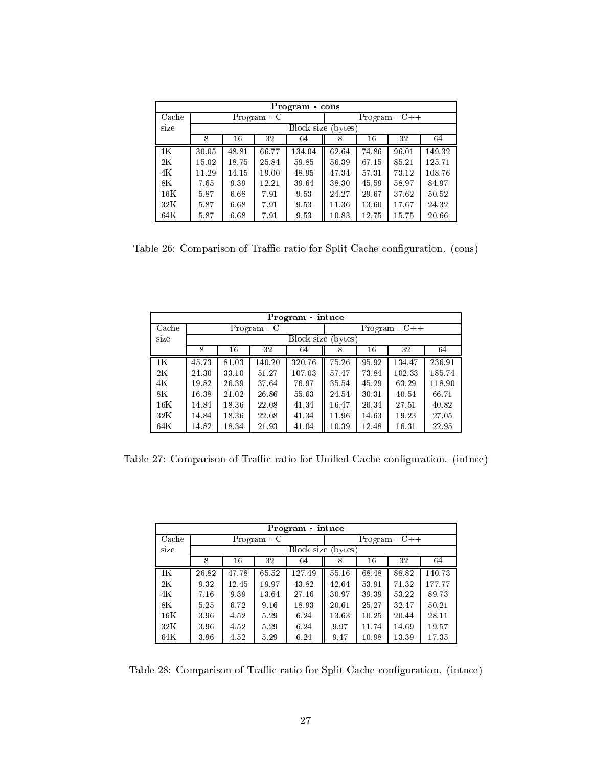| Program - cons | | | | | | | | |
|---|---|---|---|---|---|---|---|---|
| Cache size | Program - C | | | | Program - C++ | | | |
| | Block size (bytes) | | | | | | | |
| | 8 | 16 | 32 | 64 | 8 | 16 | 32 | 64 |
| 1K | 30.05 | 48.81 | 66.77 | 134.04 | 62.64 | 74.86 | 96.01 | 149.32 |
| 2K | 15.02 | 18.75 | 25.84 | 59.85 | 56.39 | 67.15 | 85.21 | 125.71 |
| 4K | 11.29 | 14.15 | 19.00 | 48.95 | 47.34 | 57.31 | 73.12 | 108.76 |
| 8K | 7.65 | 9.39 | 12.21 | 39.64 | 38.30 | 45.59 | 58.97 | 84.97 |
| 16K | 5.87 | 6.68 | 7.91 | 9.53 | 24.27 | 29.67 | 37.62 | 50.52 |
| 32K | 5.87 | 6.68 | 7.91 | 9.53 | 11.36 | 13.60 | 17.67 | 24.32 |
| 64K | 5.87 | 6.68 | 7.91 | 9.53 | 10.83 | 12.75 | 15.75 | 20.66 |

Table 26: Comparison of Traffic ratio for Split Cache configuration. (cons)

| Program - intnce | | | | | | | | |
|---|---|---|---|---|---|---|---|---|
| Cache size | Program - C | | | | Program - C++ | | | |
| | Block size (bytes) | | | | | | | |
| | 8 | 16 | 32 | 64 | 8 | 16 | 32 | 64 |
| 1K | 45.73 | 81.03 | 140.20 | 320.76 | 75.26 | 95.92 | 134.47 | 236.91 |
| 2K | 24.30 | 33.10 | 51.27 | 107.03 | 57.47 | 73.84 | 102.33 | 185.74 |
| 4K | 19.82 | 26.39 | 37.64 | 76.97 | 35.54 | 45.29 | 63.29 | 118.90 |
| 8K | 16.38 | 21.02 | 26.86 | 55.63 | 24.54 | 30.31 | 40.54 | 66.71 |
| 16K | 14.84 | 18.36 | 22.08 | 41.34 | 16.47 | 20.34 | 27.51 | 40.82 |
| 32K | 14.84 | 18.36 | 22.08 | 41.34 | 11.96 | 14.63 | 19.23 | 27.05 |
| 64K | 14.82 | 18.34 | 21.93 | 41.04 | 10.39 | 12.48 | 16.31 | 22.95 |

Table 27: Comparison of Traffic ratio for Unified Cache configuration. (intnce)

| Program - intnce | | | | | | | | |
|---|---|---|---|---|---|---|---|---|
| Cache size | Program - C | | | | Program - C++ | | | |
| | Block size (bytes) | | | | | | | |
| | 8 | 16 | 32 | 64 | 8 | 16 | 32 | 64 |
| 1K | 26.82 | 47.78 | 65.52 | 127.49 | 55.16 | 68.48 | 88.82 | 140.73 |
| 2K | 9.32 | 12.45 | 19.97 | 43.82 | 42.64 | 53.91 | 71.32 | 177.77 |
| 4K | 7.16 | 9.39 | 13.64 | 27.16 | 30.97 | 39.39 | 53.22 | 89.73 |
| 8K | 5.25 | 6.72 | 9.16 | 18.93 | 20.61 | 25.27 | 32.47 | 50.21 |
| 16K | 3.96 | 4.52 | 5.29 | 6.24 | 13.63 | 10.25 | 20.44 | 28.11 |
| 32K | 3.96 | 4.52 | 5.29 | 6.24 | 9.97 | 11.74 | 14.69 | 19.57 |
| 64K | 3.96 | 4.52 | 5.29 | 6.24 | 9.47 | 10.98 | 13.39 | 17.35 |

Table 28: Comparison of Traffic ratio for Split Cache configuration. (intnce)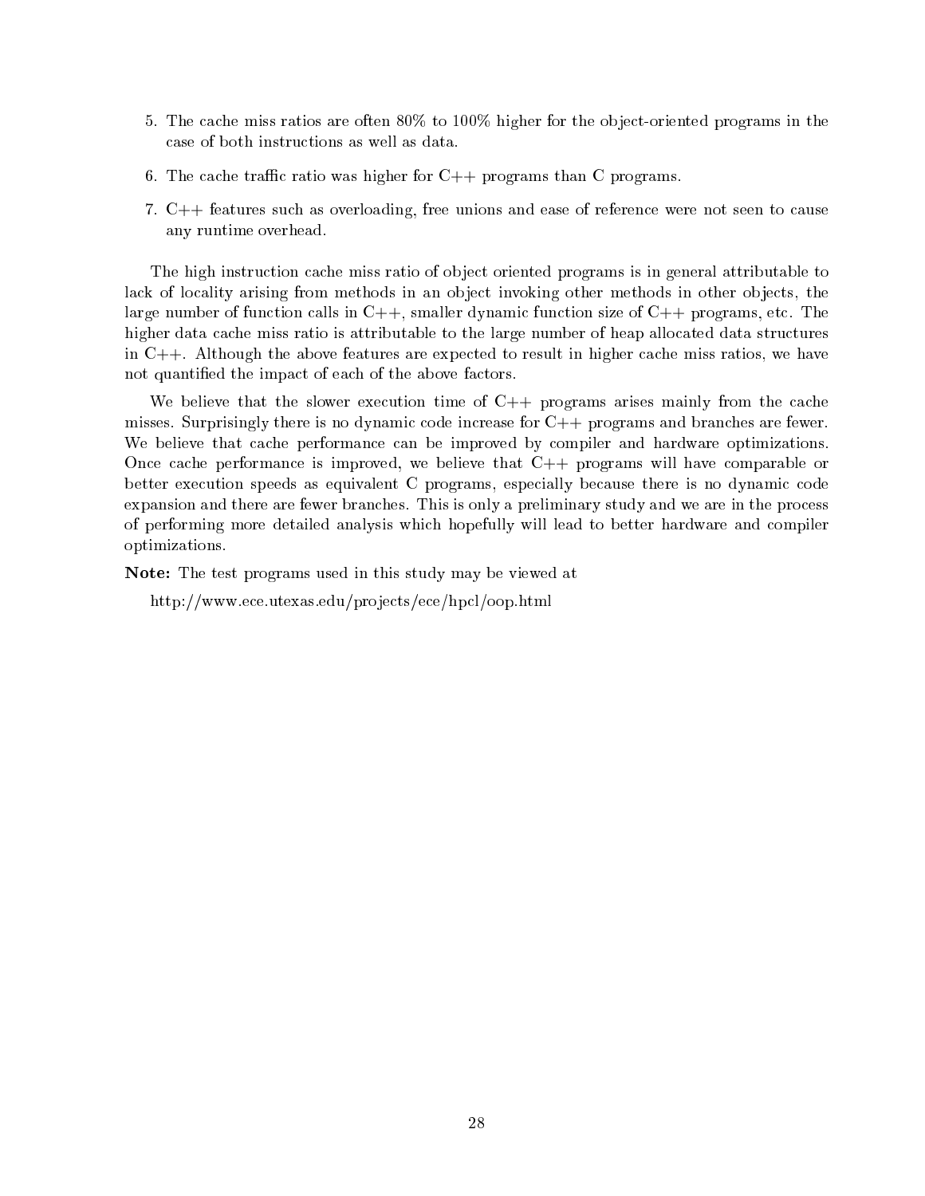5. The cache miss ratios are often 80% to 100% higher for the object-oriented programs in the case of both instructions as well as data.

6. The cache traffic ratio was higher for C++ programs than C programs.

7. C++ features such as overloading, free unions and ease of reference were not seen to cause any runtime overhead.

The high instruction cache miss ratio of object oriented programs is in general attributable to lack of locality arising from methods in an object invoking other methods in other objects, the large number of function calls in C++, smaller dynamic function size of C++ programs, etc. The higher data cache miss ratio is attributable to the large number of heap allocated data structures in C++. Although the above features are expected to result in higher cache miss ratios, we have not quantified the impact of each of the above factors.

We believe that the slower execution time of C++ programs arises mainly from the cache misses. Surprisingly there is no dynamic code increase for C++ programs and branches are fewer. We believe that cache performance can be improved by compiler and hardware optimizations. Once cache performance is improved, we believe that C++ programs will have comparable or better execution speeds as equivalent C programs, especially because there is no dynamic code expansion and there are fewer branches. This is only a preliminary study and we are in the process of performing more detailed analysis which hopefully will lead to better hardware and compiler optimizations.

**Note:** The test programs used in this study may be viewed at

http://www.ece.utexas.edu/projects/ece/hpcl/oop.html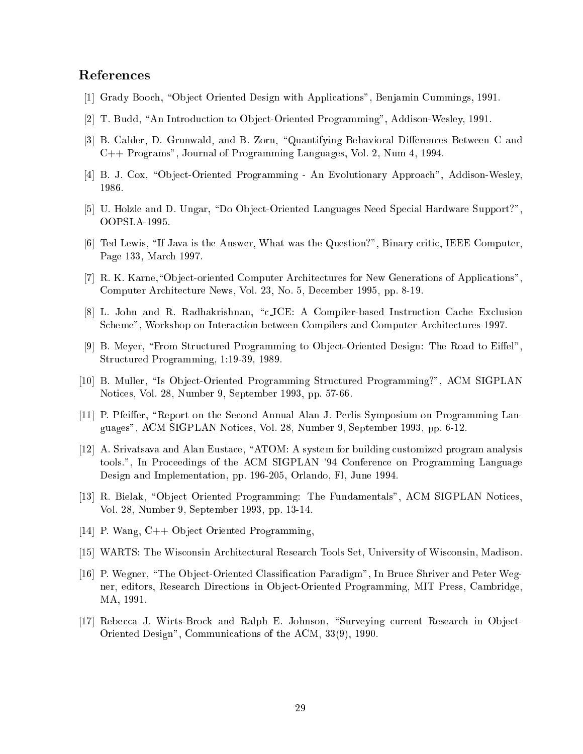## References

[1] Grady Booch, "Object Oriented Design with Applications", Benjamin Cummings, 1991.

[2] T. Budd, "An Introduction to Object-Oriented Programming", Addison-Wesley, 1991.

[3] B. Calder, D. Grunwald, and B. Zorn, "Quantifying Behavioral Differences Between C and C++ Programs", Journal of Programming Languages, Vol. 2, Num 4, 1994.

[4] B. J. Cox, "Object-Oriented Programming - An Evolutionary Approach", Addison-Wesley, 1986.

[5] U. Holzle and D. Ungar, "Do Object-Oriented Languages Need Special Hardware Support?", OOPSLA-1995.

[6] Ted Lewis, "If Java is the Answer, What was the Question?", Binary critic, IEEE Computer, Page 133, March 1997.

[7] R. K. Karne,"Object-oriented Computer Architectures for New Generations of Applications", Computer Architecture News, Vol. 23, No. 5, December 1995, pp. 8-19.

[8] L. John and R. Radhakrishnan, "c_ICE: A Compiler-based Instruction Cache Exclusion Scheme", Workshop on Interaction between Compilers and Computer Architectures-1997.

[9] B. Meyer, "From Structured Programming to Object-Oriented Design: The Road to Eiffel", Structured Programming, 1:19-39, 1989.

[10] B. Muller, "Is Object-Oriented Programming Structured Programming?", ACM SIGPLAN Notices, Vol. 28, Number 9, September 1993, pp. 57-66.

[11] P. Pfeiffer, "Report on the Second Annual Alan J. Perlis Symposium on Programming Languages", ACM SIGPLAN Notices, Vol. 28, Number 9, September 1993, pp. 6-12.

[12] A. Srivatsava and Alan Eustace, "ATOM: A system for building customized program analysis tools.", In Proceedings of the ACM SIGPLAN '94 Conference on Programming Language Design and Implementation, pp. 196-205, Orlando, Fl, June 1994.

[13] R. Bielak, "Object Oriented Programming: The Fundamentals", ACM SIGPLAN Notices, Vol. 28, Number 9, September 1993, pp. 13-14.

[14] P. Wang, C++ Object Oriented Programming,

[15] WARTS: The Wisconsin Architectural Research Tools Set, University of Wisconsin, Madison.

[16] P. Wegner, "The Object-Oriented Classification Paradigm", In Bruce Shriver and Peter Wegner, editors, Research Directions in Object-Oriented Programming, MIT Press, Cambridge, MA, 1991.

[17] Rebecca J. Wirts-Brock and Ralph E. Johnson, "Surveying current Research in Object-Oriented Design", Communications of the ACM, 33(9), 1990.